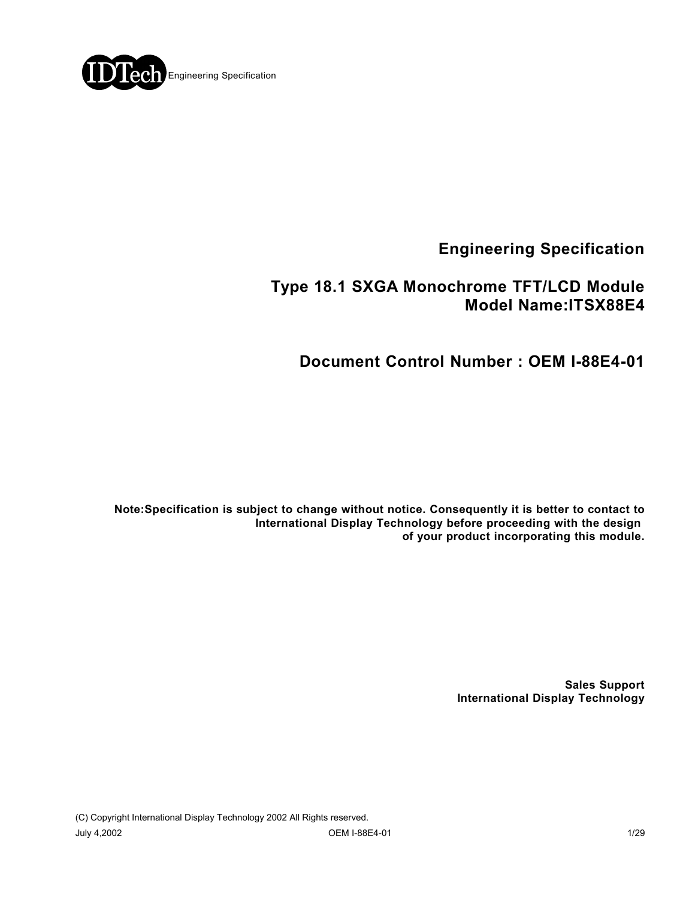# Engineering Specification

## Type 18.1 SXGA Monochrome TFT/LCD Module
## Model Name:ITSX88E4

## Document Control Number : OEM I-88E4-01

**Note:Specification is subject to change without notice. Consequently it is better to contact to International Display Technology before proceeding with the design of your product incorporating this module.**

**Sales Support**
**International Display Technology**

(C) Copyright International Display Technology 2002 All Rights reserved.

July 4,2002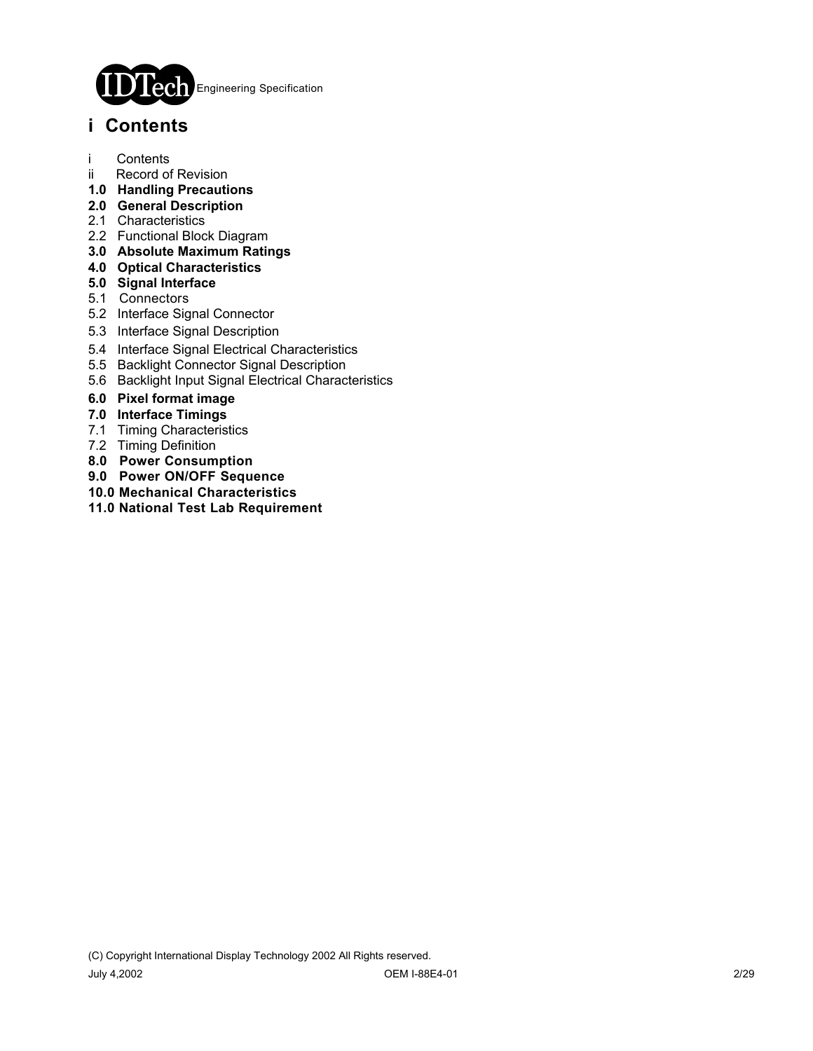# i Contents

i Contents
ii Record of Revision
**1.0 Handling Precautions**
**2.0 General Description**
2.1 Characteristics
2.2 Functional Block Diagram
**3.0 Absolute Maximum Ratings**
**4.0 Optical Characteristics**
**5.0 Signal Interface**
5.1 Connectors
5.2 Interface Signal Connector
5.3 Interface Signal Description
5.4 Interface Signal Electrical Characteristics
5.5 Backlight Connector Signal Description
5.6 Backlight Input Signal Electrical Characteristics
**6.0 Pixel format image**
**7.0 Interface Timings**
7.1 Timing Characteristics
7.2 Timing Definition
**8.0 Power Consumption**
**9.0 Power ON/OFF Sequence**
**10.0 Mechanical Characteristics**
**11.0 National Test Lab Requirement**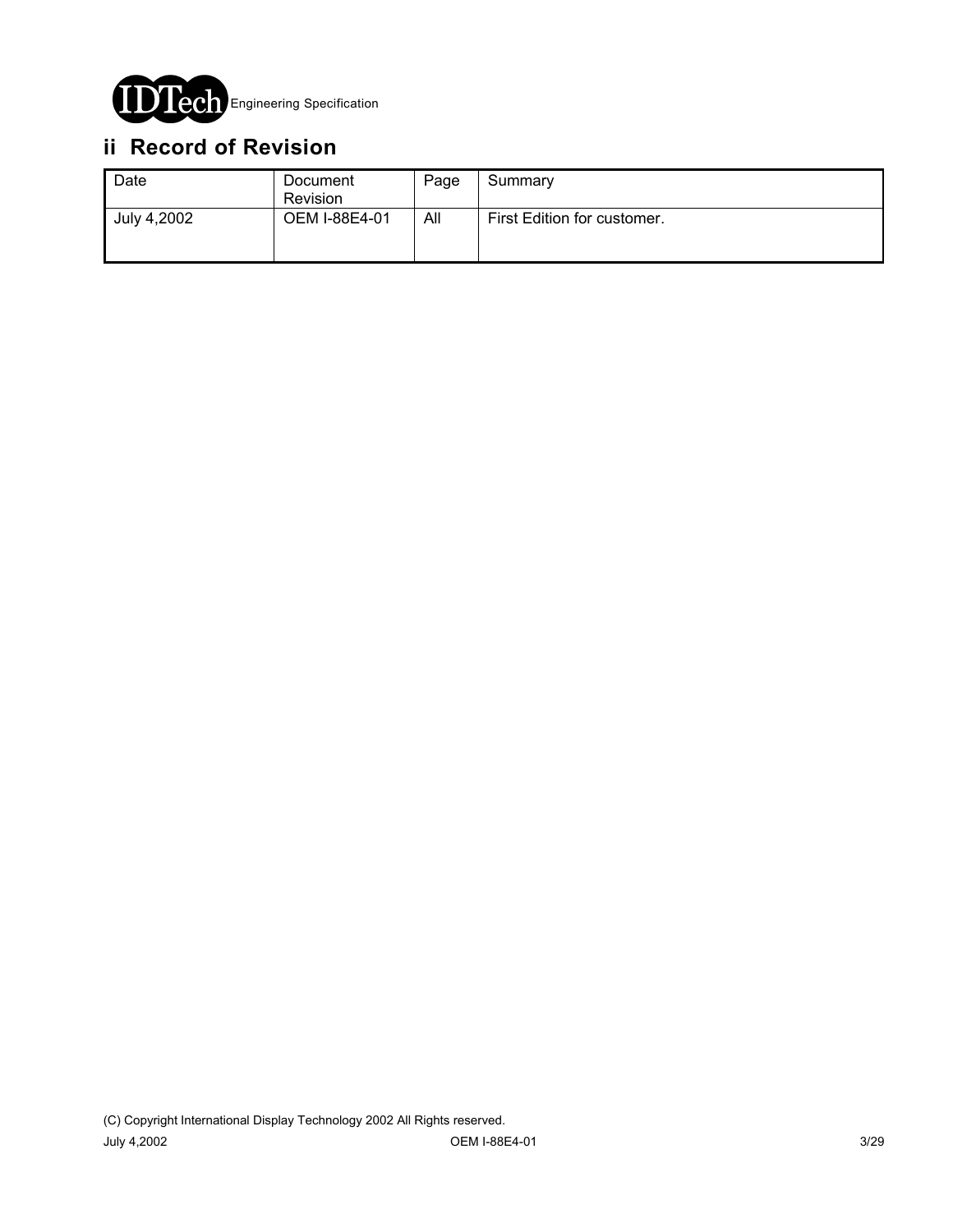## ii Record of Revision

| Date | Document Revision | Page | Summary |
| --- | --- | --- | --- |
| July 4,2002 | OEM I-88E4-01 | All | First Edition for customer. |

(C) Copyright International Display Technology 2002 All Rights reserved.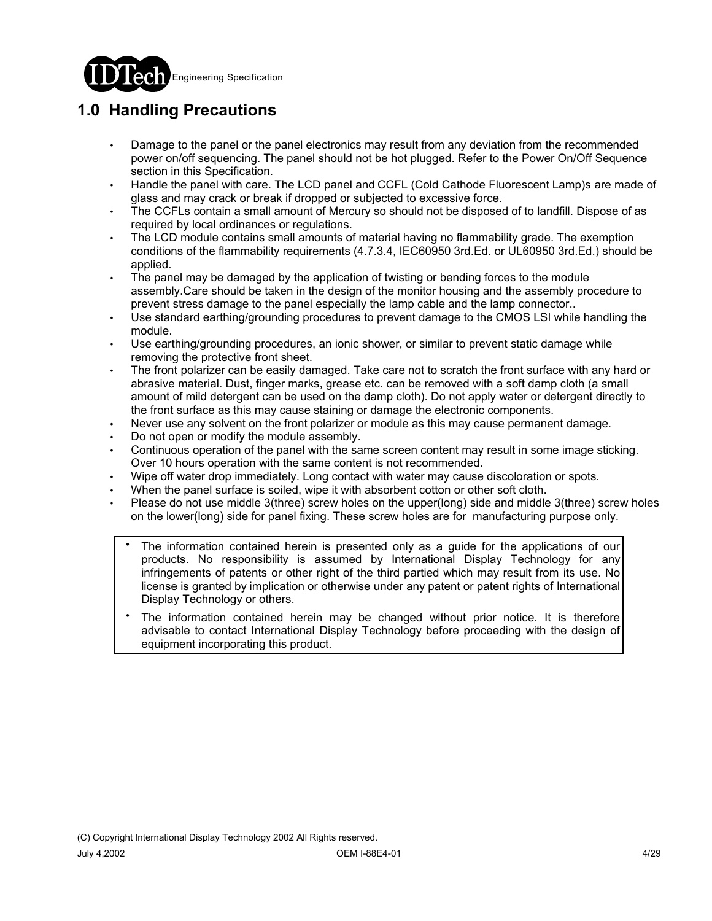## 1.0 Handling Precautions

- Damage to the panel or the panel electronics may result from any deviation from the recommended power on/off sequencing. The panel should not be hot plugged. Refer to the Power On/Off Sequence section in this Specification.
- Handle the panel with care. The LCD panel and CCFL (Cold Cathode Fluorescent Lamp)s are made of glass and may crack or break if dropped or subjected to excessive force.
- The CCFLs contain a small amount of Mercury so should not be disposed of to landfill. Dispose of as required by local ordinances or regulations.
- The LCD module contains small amounts of material having no flammability grade. The exemption conditions of the flammability requirements (4.7.3.4, IEC60950 3rd.Ed. or UL60950 3rd.Ed.) should be applied.
- The panel may be damaged by the application of twisting or bending forces to the module assembly.Care should be taken in the design of the monitor housing and the assembly procedure to prevent stress damage to the panel especially the lamp cable and the lamp connector..
- Use standard earthing/grounding procedures to prevent damage to the CMOS LSI while handling the module.
- Use earthing/grounding procedures, an ionic shower, or similar to prevent static damage while removing the protective front sheet.
- The front polarizer can be easily damaged. Take care not to scratch the front surface with any hard or abrasive material. Dust, finger marks, grease etc. can be removed with a soft damp cloth (a small amount of mild detergent can be used on the damp cloth). Do not apply water or detergent directly to the front surface as this may cause staining or damage the electronic components.
- Never use any solvent on the front polarizer or module as this may cause permanent damage.
- Do not open or modify the module assembly.
- Continuous operation of the panel with the same screen content may result in some image sticking. Over 10 hours operation with the same content is not recommended.
- Wipe off water drop immediately. Long contact with water may cause discoloration or spots.
- When the panel surface is soiled, wipe it with absorbent cotton or other soft cloth.
- Please do not use middle 3(three) screw holes on the upper(long) side and middle 3(three) screw holes on the lower(long) side for panel fixing. These screw holes are for manufacturing purpose only.

> - The information contained herein is presented only as a guide for the applications of our products. No responsibility is assumed by International Display Technology for any infringements of patents or other right of the third partied which may result from its use. No license is granted by implication or otherwise under any patent or patent rights of International Display Technology or others.
> - The information contained herein may be changed without prior notice. It is therefore advisable to contact International Display Technology before proceeding with the design of equipment incorporating this product.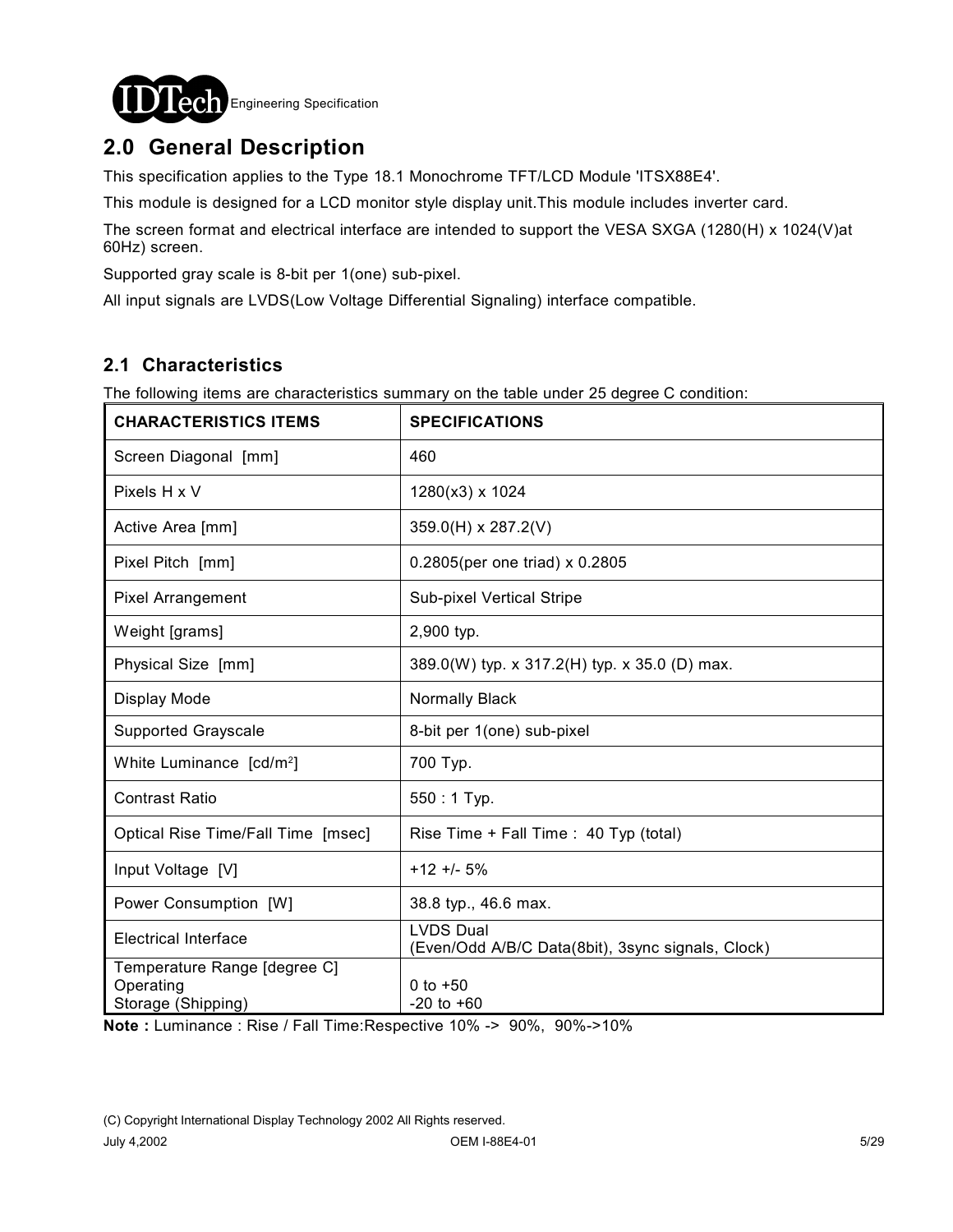## 2.0 General Description

This specification applies to the Type 18.1 Monochrome TFT/LCD Module 'ITSX88E4'.

This module is designed for a LCD monitor style display unit.This module includes inverter card.

The screen format and electrical interface are intended to support the VESA SXGA (1280(H) x 1024(V)at 60Hz) screen.

Supported gray scale is 8-bit per 1(one) sub-pixel.

All input signals are LVDS(Low Voltage Differential Signaling) interface compatible.

### 2.1 Characteristics

The following items are characteristics summary on the table under 25 degree C condition:

| CHARACTERISTICS ITEMS | SPECIFICATIONS |
|---|---|
| Screen Diagonal [mm] | 460 |
| Pixels H x V | 1280(x3) x 1024 |
| Active Area [mm] | 359.0(H) x 287.2(V) |
| Pixel Pitch [mm] | 0.2805(per one triad) x 0.2805 |
| Pixel Arrangement | Sub-pixel Vertical Stripe |
| Weight [grams] | 2,900 typ. |
| Physical Size [mm] | 389.0(W) typ. x 317.2(H) typ. x 35.0 (D) max. |
| Display Mode | Normally Black |
| Supported Grayscale | 8-bit per 1(one) sub-pixel |
| White Luminance [cd/m$^2$] | 700 Typ. |
| Contrast Ratio | 550 : 1 Typ. |
| Optical Rise Time/Fall Time [msec] | Rise Time + Fall Time : 40 Typ (total) |
| Input Voltage [V] | +12 +/- 5% |
| Power Consumption [W] | 38.8 typ., 46.6 max. |
| Electrical Interface | LVDS Dual (Even/Odd A/B/C Data(8bit), 3sync signals, Clock) |
| Temperature Range [degree C] Operating Storage (Shipping) | 0 to +50 -20 to +60 |

**Note :** Luminance : Rise / Fall Time:Respective 10% -> 90%, 90%->10%

(C) Copyright International Display Technology 2002 All Rights reserved.

July 4,2002 OEM I-88E4-01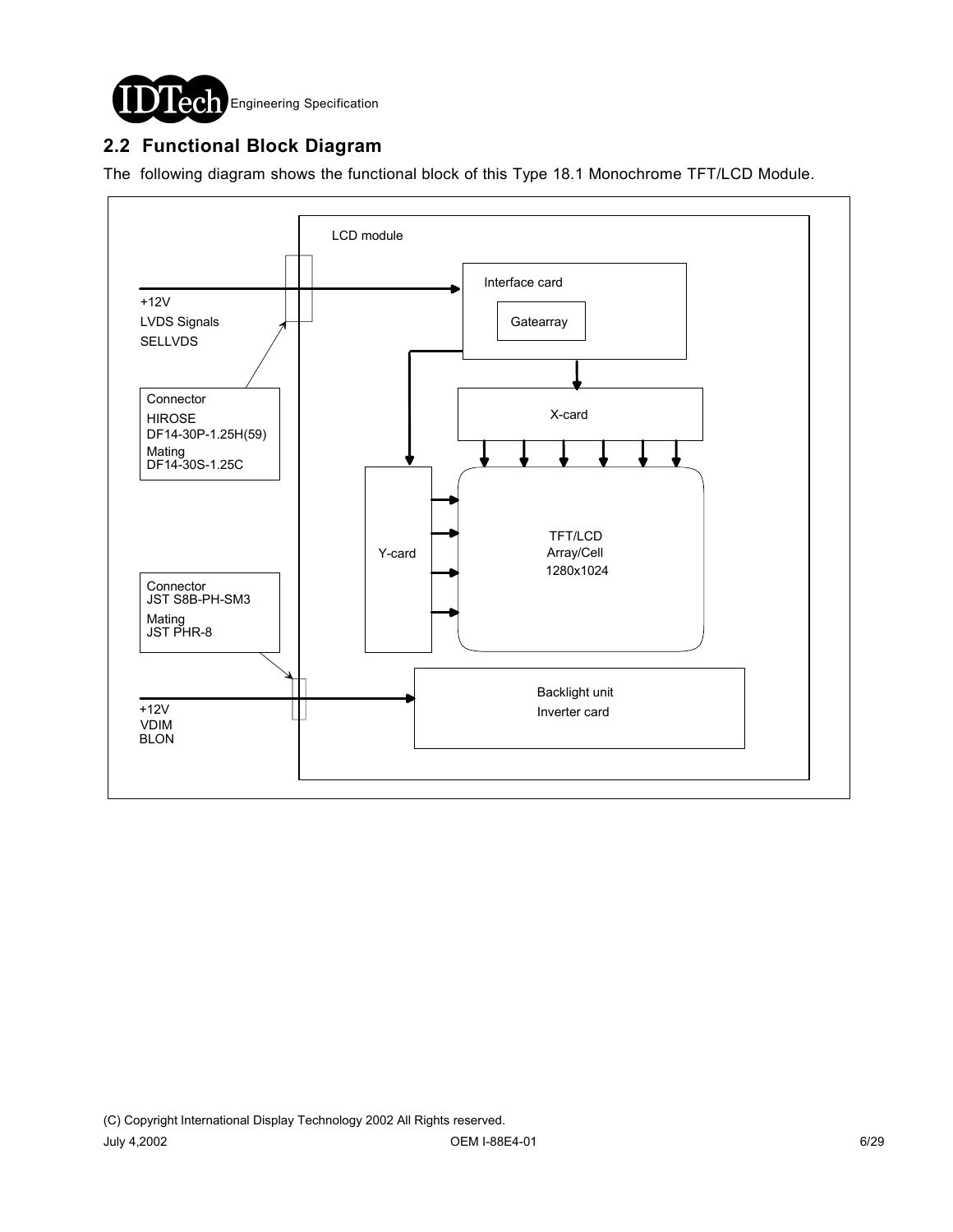## 2.2 Functional Block Diagram

The following diagram shows the functional block of this Type 18.1 Monochrome TFT/LCD Module.

LCD module

+12V
LVDS Signals
SELLVDS

Connector
HIROSE
DF14-30P-1.25H(59)
Mating
DF14-30S-1.25C

Interface card

Gatearray

X-card

Y-card

TFT/LCD
Array/Cell
1280x1024

Connector
JST S8B-PH-SM3
Mating
JST PHR-8

+12V
VDIM
BLON

Backlight unit
Inverter card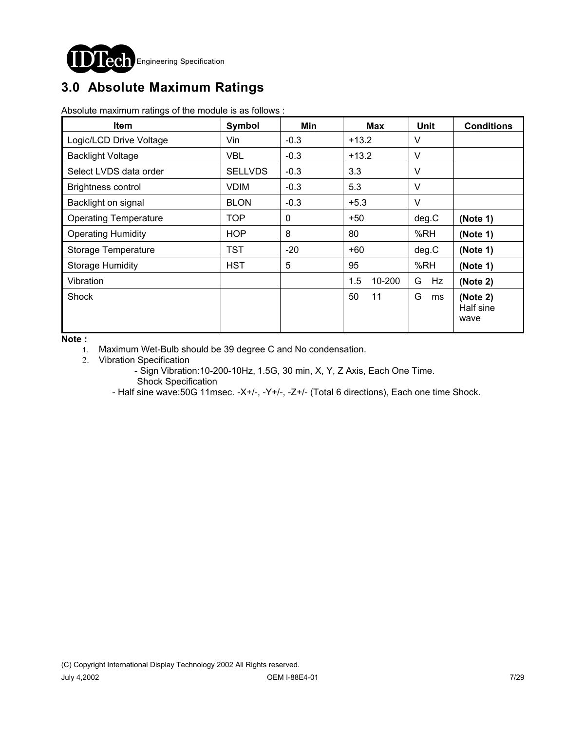# 3.0 Absolute Maximum Ratings

Absolute maximum ratings of the module is as follows :

| Item | Symbol | Min | Max | Unit | Conditions |
|---|---|---|---|---|---|
| Logic/LCD Drive Voltage | Vin | -0.3 | +13.2 | V | |
| Backlight Voltage | VBL | -0.3 | +13.2 | V | |
| Select LVDS data order | SELLVDS | -0.3 | 3.3 | V | |
| Brightness control | VDIM | -0.3 | 5.3 | V | |
| Backlight on signal | BLON | -0.3 | +5.3 | V | |
| Operating Temperature | TOP | 0 | +50 | deg.C | **(Note 1)** |
| Operating Humidity | HOP | 8 | 80 | %RH | **(Note 1)** |
| Storage Temperature | TST | -20 | +60 | deg.C | **(Note 1)** |
| Storage Humidity | HST | 5 | 95 | %RH | **(Note 1)** |
| Vibration | | | 1.5 10-200 | G Hz | **(Note 2)** |
| Shock | | | 50 11 | G ms | **(Note 2)** Half sine wave |

**Note :**

1. Maximum Wet-Bulb should be 39 degree C and No condensation.
2. Vibration Specification
   - Sign Vibration:10-200-10Hz, 1.5G, 30 min, X, Y, Z Axis, Each One Time.

   Shock Specification
   - Half sine wave:50G 11msec. -X+/-, -Y+/-, -Z+/- (Total 6 directions), Each one time Shock.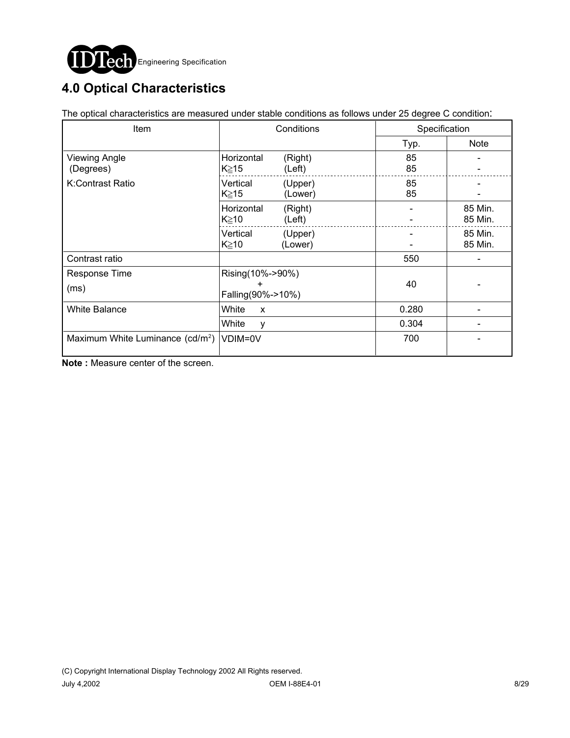# 4.0 Optical Characteristics

The optical characteristics are measured under stable conditions as follows under 25 degree C condition:

| Item | Conditions | | Specification | |
|---|---|---|---|---|
| | | | Typ. | Note |
| Viewing Angle (Degrees) | Horizontal K≧15 | (Right) | 85 | - |
| | | (Left) | 85 | - |
| K:Contrast Ratio | Vertical K≧15 | (Upper) | 85 | - |
| | | (Lower) | 85 | - |
| | Horizontal K≧10 | (Right) | - | 85 Min. |
| | | (Left) | - | 85 Min. |
| | Vertical K≧10 | (Upper) | - | 85 Min. |
| | | (Lower) | - | 85 Min. |
| Contrast ratio | | | 550 | - |
| Response Time (ms) | Rising(10%->90%) + Falling(90%->10%) | | 40 | - |
| White Balance | White x | | 0.280 | - |
| | White y | | 0.304 | - |
| Maximum White Luminance (cd/m$^2$) | VDIM=0V | | 700 | - |

**Note :** Measure center of the screen.

(C) Copyright International Display Technology 2002 All Rights reserved.

July 4,2002 OEM I-88E4-01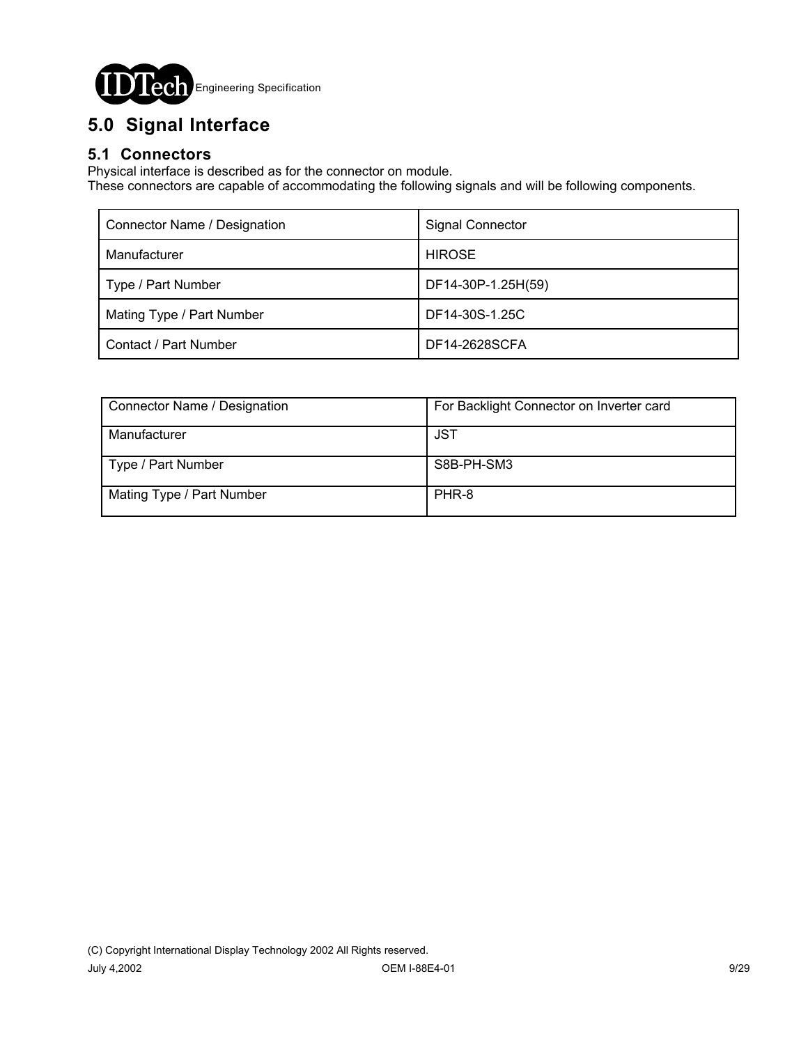## 5.0 Signal Interface

### 5.1 Connectors

Physical interface is described as for the connector on module.
These connectors are capable of accommodating the following signals and will be following components.

| Connector Name / Designation | Signal Connector |
|---|---|
| Manufacturer | HIROSE |
| Type / Part Number | DF14-30P-1.25H(59) |
| Mating Type / Part Number | DF14-30S-1.25C |
| Contact / Part Number | DF14-2628SCFA |

| Connector Name / Designation | For Backlight Connector on Inverter card |
|---|---|
| Manufacturer | JST |
| Type / Part Number | S8B-PH-SM3 |
| Mating Type / Part Number | PHR-8 |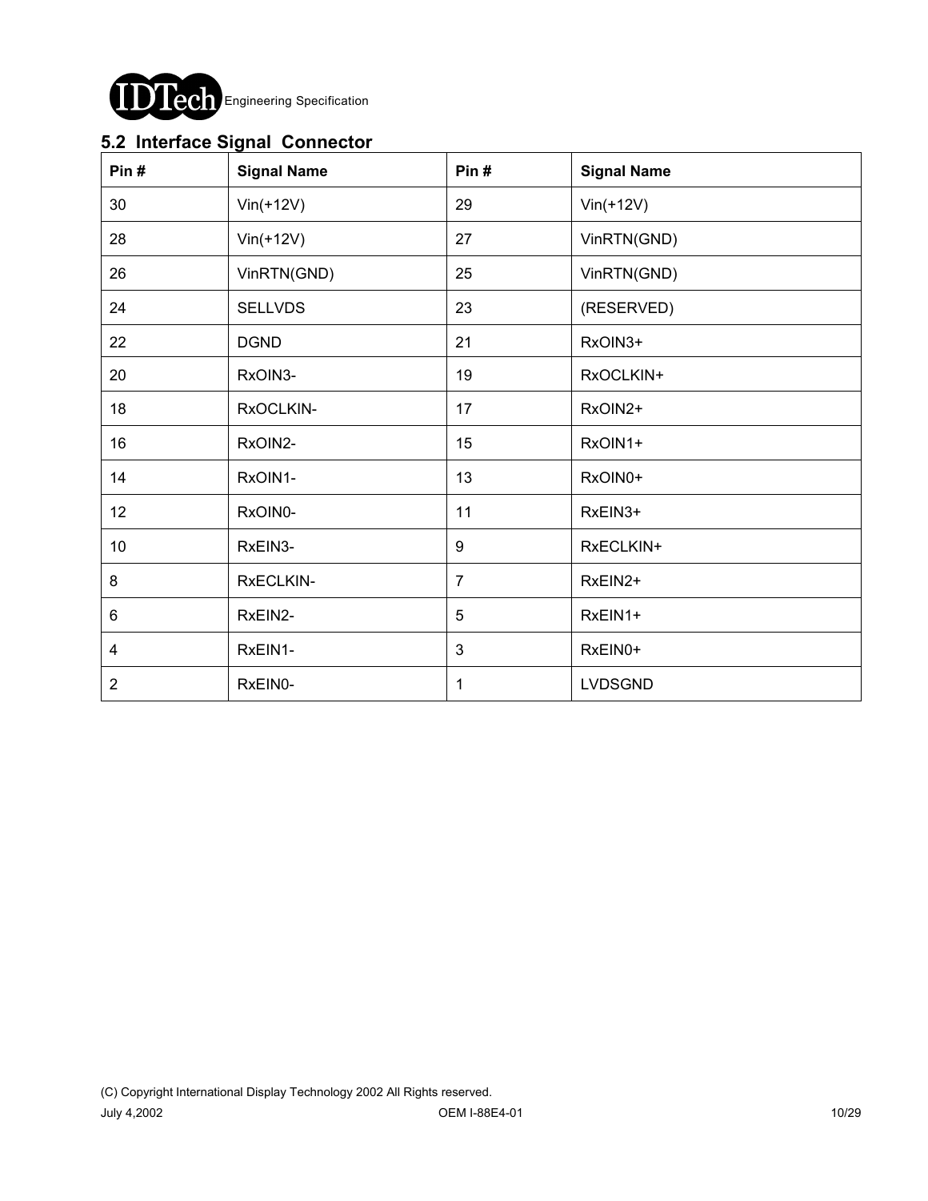## 5.2 Interface Signal Connector

| Pin # | Signal Name | Pin # | Signal Name |
|---|---|---|---|
| 30 | Vin(+12V) | 29 | Vin(+12V) |
| 28 | Vin(+12V) | 27 | VinRTN(GND) |
| 26 | VinRTN(GND) | 25 | VinRTN(GND) |
| 24 | SELLVDS | 23 | (RESERVED) |
| 22 | DGND | 21 | RxOIN3+ |
| 20 | RxOIN3- | 19 | RxOCLKIN+ |
| 18 | RxOCLKIN- | 17 | RxOIN2+ |
| 16 | RxOIN2- | 15 | RxOIN1+ |
| 14 | RxOIN1- | 13 | RxOIN0+ |
| 12 | RxOIN0- | 11 | RxEIN3+ |
| 10 | RxEIN3- | 9 | RxECLKIN+ |
| 8 | RxECLKIN- | 7 | RxEIN2+ |
| 6 | RxEIN2- | 5 | RxEIN1+ |
| 4 | RxEIN1- | 3 | RxEIN0+ |
| 2 | RxEIN0- | 1 | LVDSGND |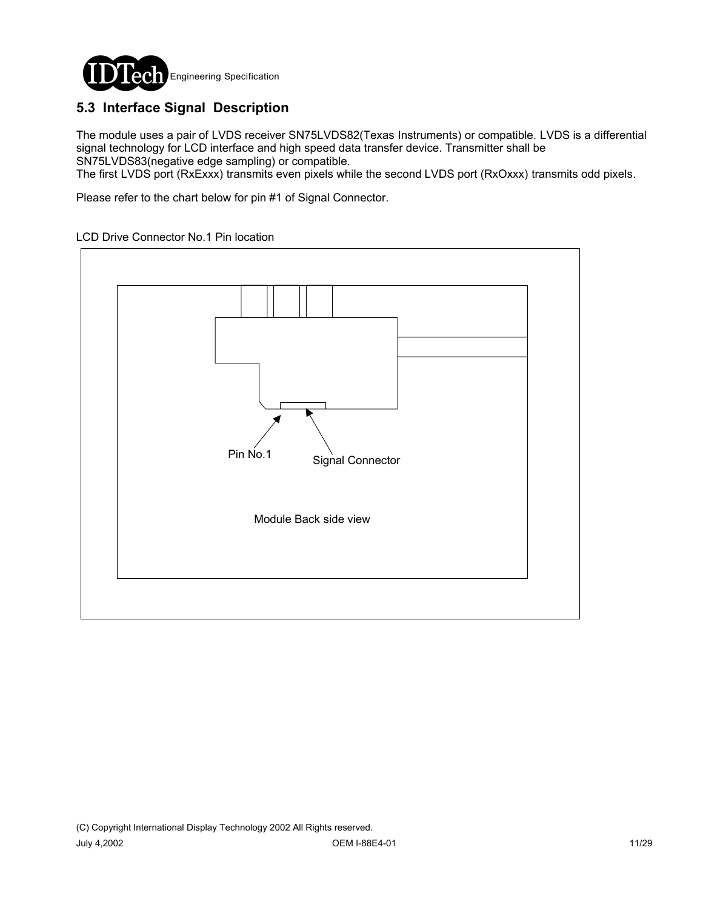## 5.3 Interface Signal Description

The module uses a pair of LVDS receiver SN75LVDS82(Texas Instruments) or compatible. LVDS is a differential signal technology for LCD interface and high speed data transfer device. Transmitter shall be SN75LVDS83(negative edge sampling) or compatible.
The first LVDS port (RxExxx) transmits even pixels while the second LVDS port (RxOxxx) transmits odd pixels.

Please refer to the chart below for pin #1 of Signal Connector.

LCD Drive Connector No.1 Pin location

Pin No.1

Signal Connector

Module Back side view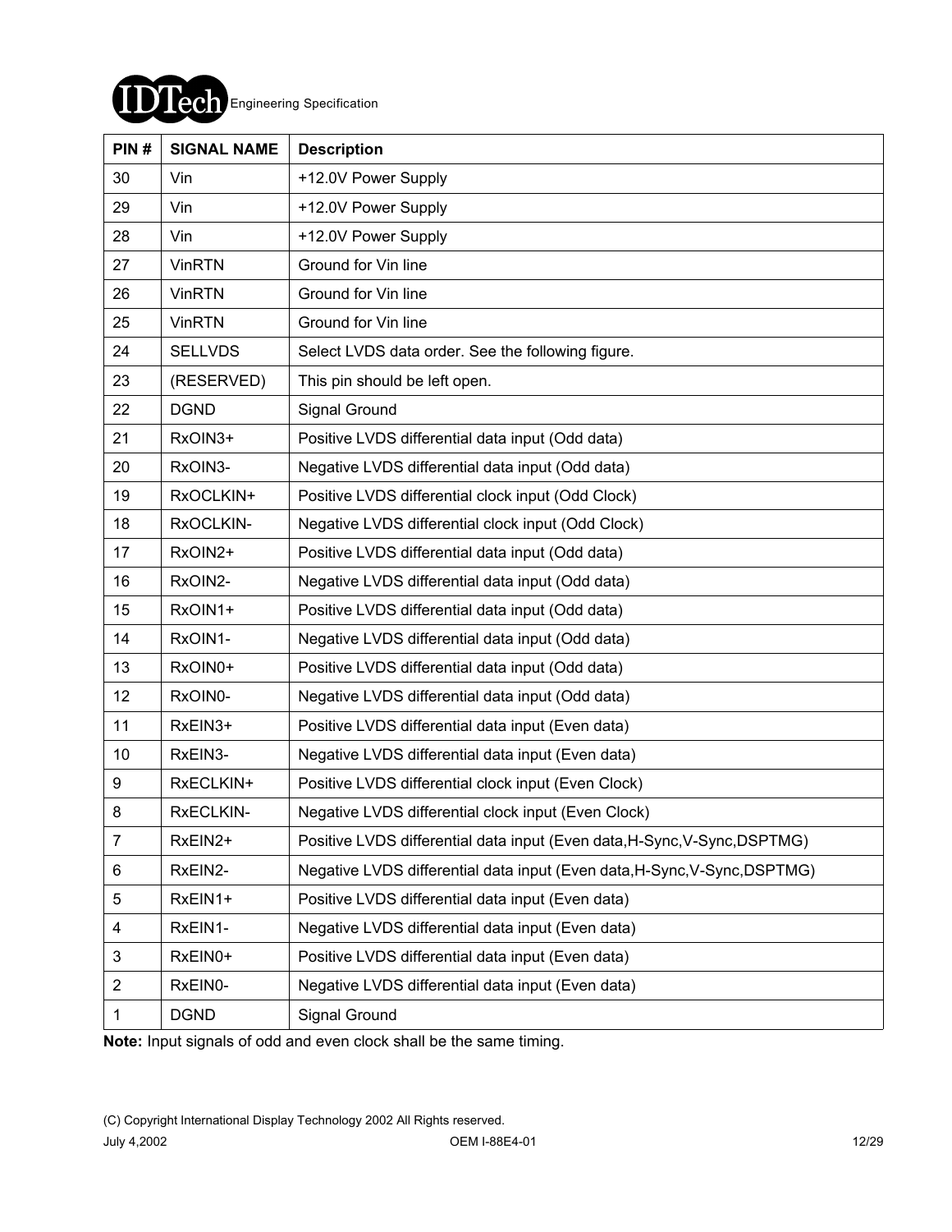| PIN # | SIGNAL NAME | Description |
|---|---|---|
| 30 | Vin | +12.0V Power Supply |
| 29 | Vin | +12.0V Power Supply |
| 28 | Vin | +12.0V Power Supply |
| 27 | VinRTN | Ground for Vin line |
| 26 | VinRTN | Ground for Vin line |
| 25 | VinRTN | Ground for Vin line |
| 24 | SELLVDS | Select LVDS data order. See the following figure. |
| 23 | (RESERVED) | This pin should be left open. |
| 22 | DGND | Signal Ground |
| 21 | RxOIN3+ | Positive LVDS differential data input (Odd data) |
| 20 | RxOIN3- | Negative LVDS differential data input (Odd data) |
| 19 | RxOCLKIN+ | Positive LVDS differential clock input (Odd Clock) |
| 18 | RxOCLKIN- | Negative LVDS differential clock input (Odd Clock) |
| 17 | RxOIN2+ | Positive LVDS differential data input (Odd data) |
| 16 | RxOIN2- | Negative LVDS differential data input (Odd data) |
| 15 | RxOIN1+ | Positive LVDS differential data input (Odd data) |
| 14 | RxOIN1- | Negative LVDS differential data input (Odd data) |
| 13 | RxOIN0+ | Positive LVDS differential data input (Odd data) |
| 12 | RxOIN0- | Negative LVDS differential data input (Odd data) |
| 11 | RxEIN3+ | Positive LVDS differential data input (Even data) |
| 10 | RxEIN3- | Negative LVDS differential data input (Even data) |
| 9 | RxECLKIN+ | Positive LVDS differential clock input (Even Clock) |
| 8 | RxECLKIN- | Negative LVDS differential clock input (Even Clock) |
| 7 | RxEIN2+ | Positive LVDS differential data input (Even data,H-Sync,V-Sync,DSPTMG) |
| 6 | RxEIN2- | Negative LVDS differential data input (Even data,H-Sync,V-Sync,DSPTMG) |
| 5 | RxEIN1+ | Positive LVDS differential data input (Even data) |
| 4 | RxEIN1- | Negative LVDS differential data input (Even data) |
| 3 | RxEIN0+ | Positive LVDS differential data input (Even data) |
| 2 | RxEIN0- | Negative LVDS differential data input (Even data) |
| 1 | DGND | Signal Ground |

**Note:** Input signals of odd and even clock shall be the same timing.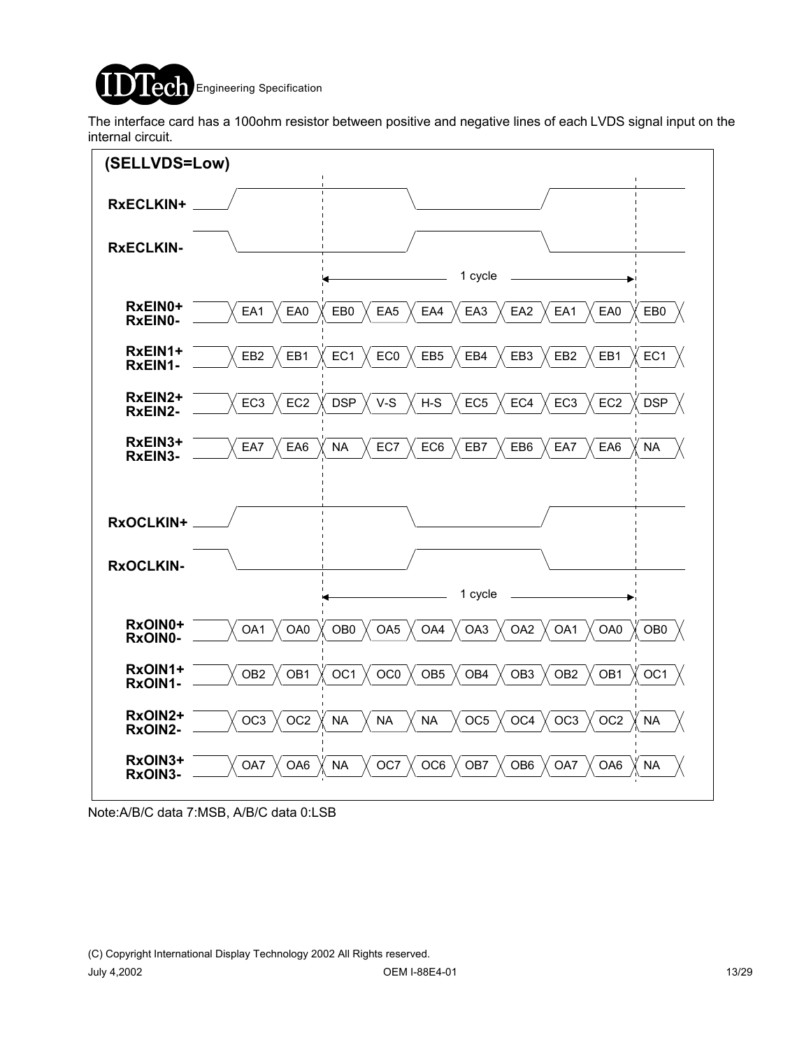The interface card has a 100ohm resistor between positive and negative lines of each LVDS signal input on the internal circuit.

**(SELLVDS=Low)**

RxECLKIN+ / RxECLKIN- : 1 cycle

| Signal | | | | | | | | | | |
|---|---|---|---|---|---|---|---|---|---|---|
| RxEIN0+ RxEIN0- | EA1 | EA0 | EB0 | EA5 | EA4 | EA3 | EA2 | EA1 | EA0 | EB0 |
| RxEIN1+ RxEIN1- | EB2 | EB1 | EC1 | EC0 | EB5 | EB4 | EB3 | EB2 | EB1 | EC1 |
| RxEIN2+ RxEIN2- | EC3 | EC2 | DSP | V-S | H-S | EC5 | EC4 | EC3 | EC2 | DSP |
| RxEIN3+ RxEIN3- | EA7 | EA6 | NA | EC7 | EC6 | EB7 | EB6 | EA7 | EA6 | NA |

RxOCLKIN+ / RxOCLKIN- : 1 cycle

| Signal | | | | | | | | | | |
|---|---|---|---|---|---|---|---|---|---|---|
| RxOIN0+ RxOIN0- | OA1 | OA0 | OB0 | OA5 | OA4 | OA3 | OA2 | OA1 | OA0 | OB0 |
| RxOIN1+ RxOIN1- | OB2 | OB1 | OC1 | OC0 | OB5 | OB4 | OB3 | OB2 | OB1 | OC1 |
| RxOIN2+ RxOIN2- | OC3 | OC2 | NA | NA | NA | OC5 | OC4 | OC3 | OC2 | NA |
| RxOIN3+ RxOIN3- | OA7 | OA6 | NA | OC7 | OC6 | OB7 | OB6 | OA7 | OA6 | NA |

Note:A/B/C data 7:MSB, A/B/C data 0:LSB

(C) Copyright International Display Technology 2002 All Rights reserved.

July 4,2002 OEM I-88E4-01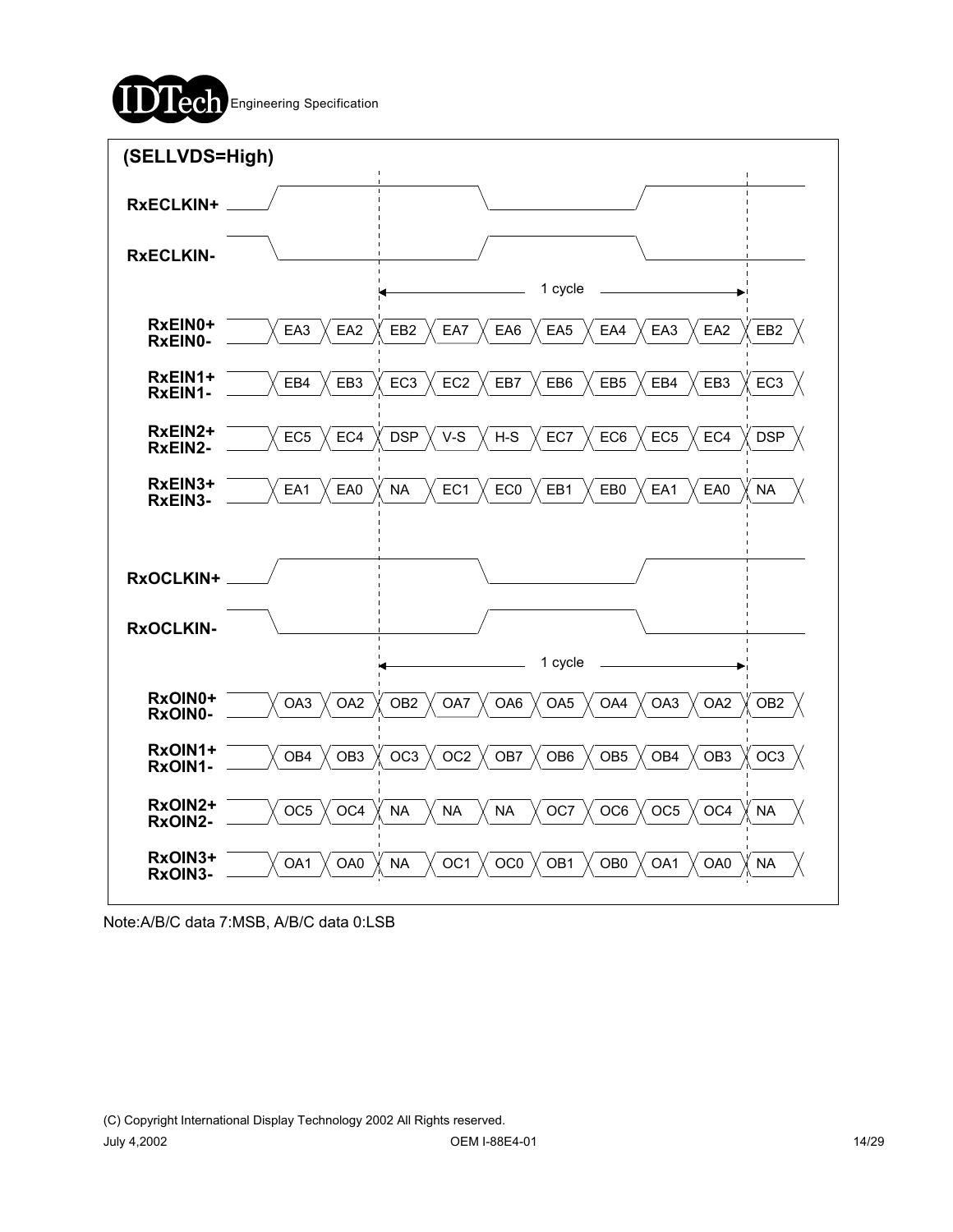(SELLVDS=High)

RxECLKIN+

RxECLKIN-

1 cycle

| Signal | | | | | | | | | | |
|---|---|---|---|---|---|---|---|---|---|---|
| RxEIN0+ RxEIN0- | EA3 | EA2 | EB2 | EA7 | EA6 | EA5 | EA4 | EA3 | EA2 | EB2 |
| RxEIN1+ RxEIN1- | EB4 | EB3 | EC3 | EC2 | EB7 | EB6 | EB5 | EB4 | EB3 | EC3 |
| RxEIN2+ RxEIN2- | EC5 | EC4 | DSP | V-S | H-S | EC7 | EC6 | EC5 | EC4 | DSP |
| RxEIN3+ RxEIN3- | EA1 | EA0 | NA | EC1 | EC0 | EB1 | EB0 | EA1 | EA0 | NA |

RxOCLKIN+

RxOCLKIN-

1 cycle

| Signal | | | | | | | | | | |
|---|---|---|---|---|---|---|---|---|---|---|
| RxOIN0+ RxOIN0- | OA3 | OA2 | OB2 | OA7 | OA6 | OA5 | OA4 | OA3 | OA2 | OB2 |
| RxOIN1+ RxOIN1- | OB4 | OB3 | OC3 | OC2 | OB7 | OB6 | OB5 | OB4 | OB3 | OC3 |
| RxOIN2+ RxOIN2- | OC5 | OC4 | NA | NA | NA | OC7 | OC6 | OC5 | OC4 | NA |
| RxOIN3+ RxOIN3- | OA1 | OA0 | NA | OC1 | OC0 | OB1 | OB0 | OA1 | OA0 | NA |

Note:A/B/C data 7:MSB, A/B/C data 0:LSB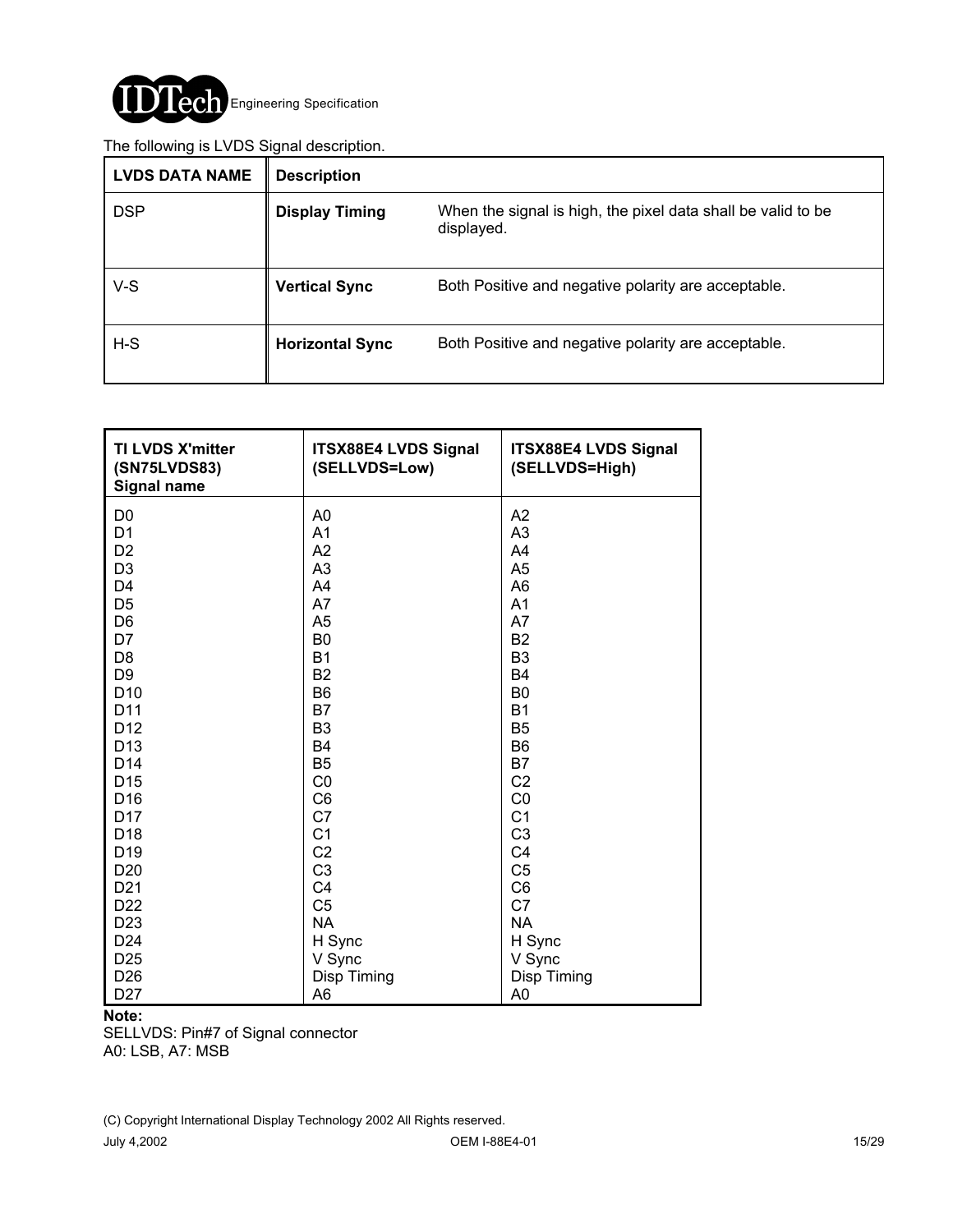The following is LVDS Signal description.

| LVDS DATA NAME | Description | |
|---|---|---|
| DSP | **Display Timing** | When the signal is high, the pixel data shall be valid to be displayed. |
| V-S | **Vertical Sync** | Both Positive and negative polarity are acceptable. |
| H-S | **Horizontal Sync** | Both Positive and negative polarity are acceptable. |

| TI LVDS X'mitter (SN75LVDS83) Signal name | ITSX88E4 LVDS Signal (SELLVDS=Low) | ITSX88E4 LVDS Signal (SELLVDS=High) |
|---|---|---|
| D0 | A0 | A2 |
| D1 | A1 | A3 |
| D2 | A2 | A4 |
| D3 | A3 | A5 |
| D4 | A4 | A6 |
| D5 | A7 | A1 |
| D6 | A5 | A7 |
| D7 | B0 | B2 |
| D8 | B1 | B3 |
| D9 | B2 | B4 |
| D10 | B6 | B0 |
| D11 | B7 | B1 |
| D12 | B3 | B5 |
| D13 | B4 | B6 |
| D14 | B5 | B7 |
| D15 | C0 | C2 |
| D16 | C6 | C0 |
| D17 | C7 | C1 |
| D18 | C1 | C3 |
| D19 | C2 | C4 |
| D20 | C3 | C5 |
| D21 | C4 | C6 |
| D22 | C5 | C7 |
| D23 | NA | NA |
| D24 | H Sync | H Sync |
| D25 | V Sync | V Sync |
| D26 | Disp Timing | Disp Timing |
| D27 | A6 | A0 |

**Note:**
SELLVDS: Pin#7 of Signal connector
A0: LSB, A7: MSB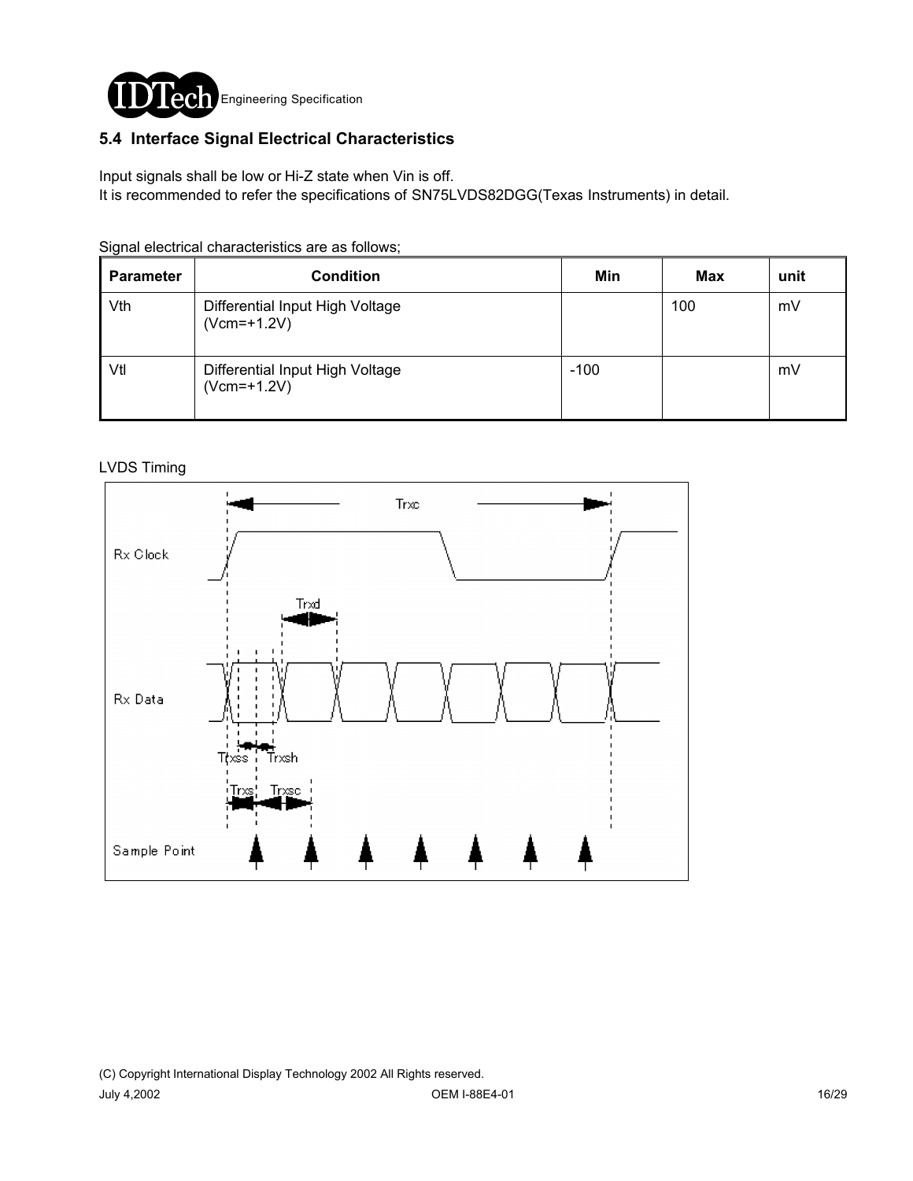## 5.4 Interface Signal Electrical Characteristics

Input signals shall be low or Hi-Z state when Vin is off.
It is recommended to refer the specifications of SN75LVDS82DGG(Texas Instruments) in detail.

Signal electrical characteristics are as follows;

| Parameter | Condition | Min | Max | unit |
|---|---|---|---|---|
| Vth | Differential Input High Voltage (Vcm=+1.2V) | | 100 | mV |
| Vtl | Differential Input High Voltage (Vcm=+1.2V) | -100 | | mV |

LVDS Timing

Trxc

Rx Clock

Trxd

Rx Data

Trxss Trxsh

Trxs Trxsc

Sample Point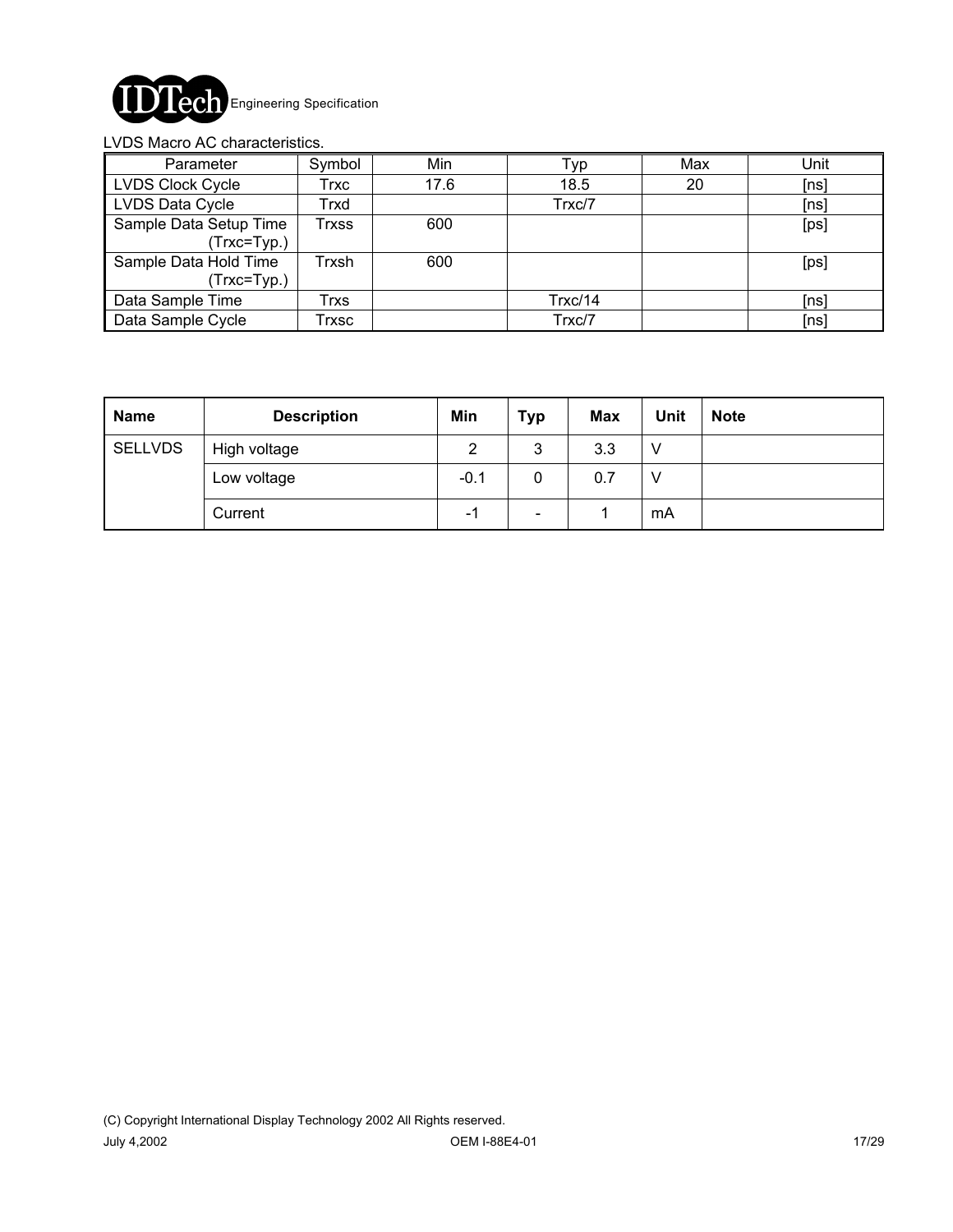LVDS Macro AC characteristics.

| Parameter | Symbol | Min | Typ | Max | Unit |
|---|---|---|---|---|---|
| LVDS Clock Cycle | Trxc | 17.6 | 18.5 | 20 | [ns] |
| LVDS Data Cycle | Trxd | | Trxc/7 | | [ns] |
| Sample Data Setup Time (Trxc=Typ.) | Trxss | 600 | | | [ps] |
| Sample Data Hold Time (Trxc=Typ.) | Trxsh | 600 | | | [ps] |
| Data Sample Time | Trxs | | Trxc/14 | | [ns] |
| Data Sample Cycle | Trxsc | | Trxc/7 | | [ns] |

| Name | Description | Min | Typ | Max | Unit | Note |
|---|---|---|---|---|---|---|
| SELLVDS | High voltage | 2 | 3 | 3.3 | V | |
| | Low voltage | -0.1 | 0 | 0.7 | V | |
| | Current | -1 | - | 1 | mA | |

(C) Copyright International Display Technology 2002 All Rights reserved.

July 4,2002 OEM I-88E4-01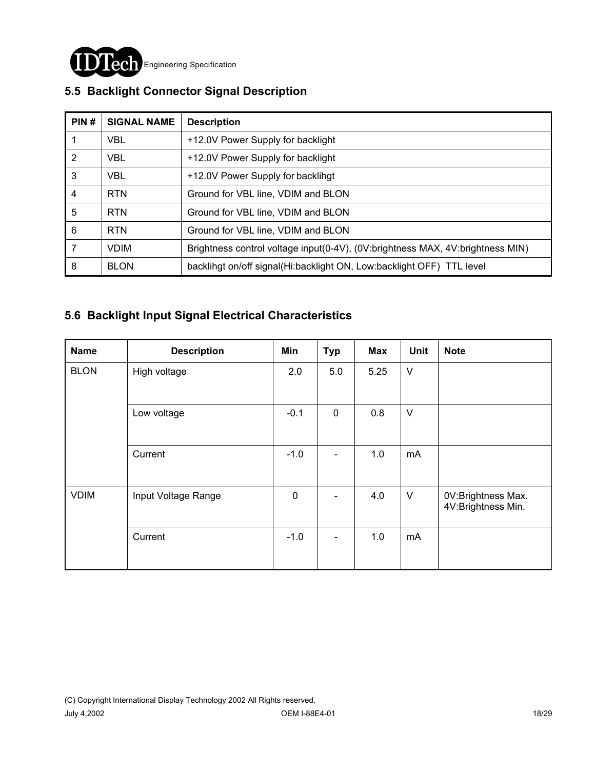## 5.5 Backlight Connector Signal Description

| PIN # | SIGNAL NAME | Description |
|---|---|---|
| 1 | VBL | +12.0V Power Supply for backlight |
| 2 | VBL | +12.0V Power Supply for backlight |
| 3 | VBL | +12.0V Power Supply for backlihgt |
| 4 | RTN | Ground for VBL line, VDIM and BLON |
| 5 | RTN | Ground for VBL line, VDIM and BLON |
| 6 | RTN | Ground for VBL line, VDIM and BLON |
| 7 | VDIM | Brightness control voltage input(0-4V), (0V:brightness MAX, 4V:brightness MIN) |
| 8 | BLON | backlihgt on/off signal(Hi:backlight ON, Low:backlight OFF) TTL level |

## 5.6 Backlight Input Signal Electrical Characteristics

| Name | Description | Min | Typ | Max | Unit | Note |
|---|---|---|---|---|---|---|
| BLON | High voltage | 2.0 | 5.0 | 5.25 | V | |
| | Low voltage | -0.1 | 0 | 0.8 | V | |
| | Current | -1.0 | - | 1.0 | mA | |
| VDIM | Input Voltage Range | 0 | - | 4.0 | V | 0V:Brightness Max.<br>4V:Brightness Min. |
| | Current | -1.0 | - | 1.0 | mA | |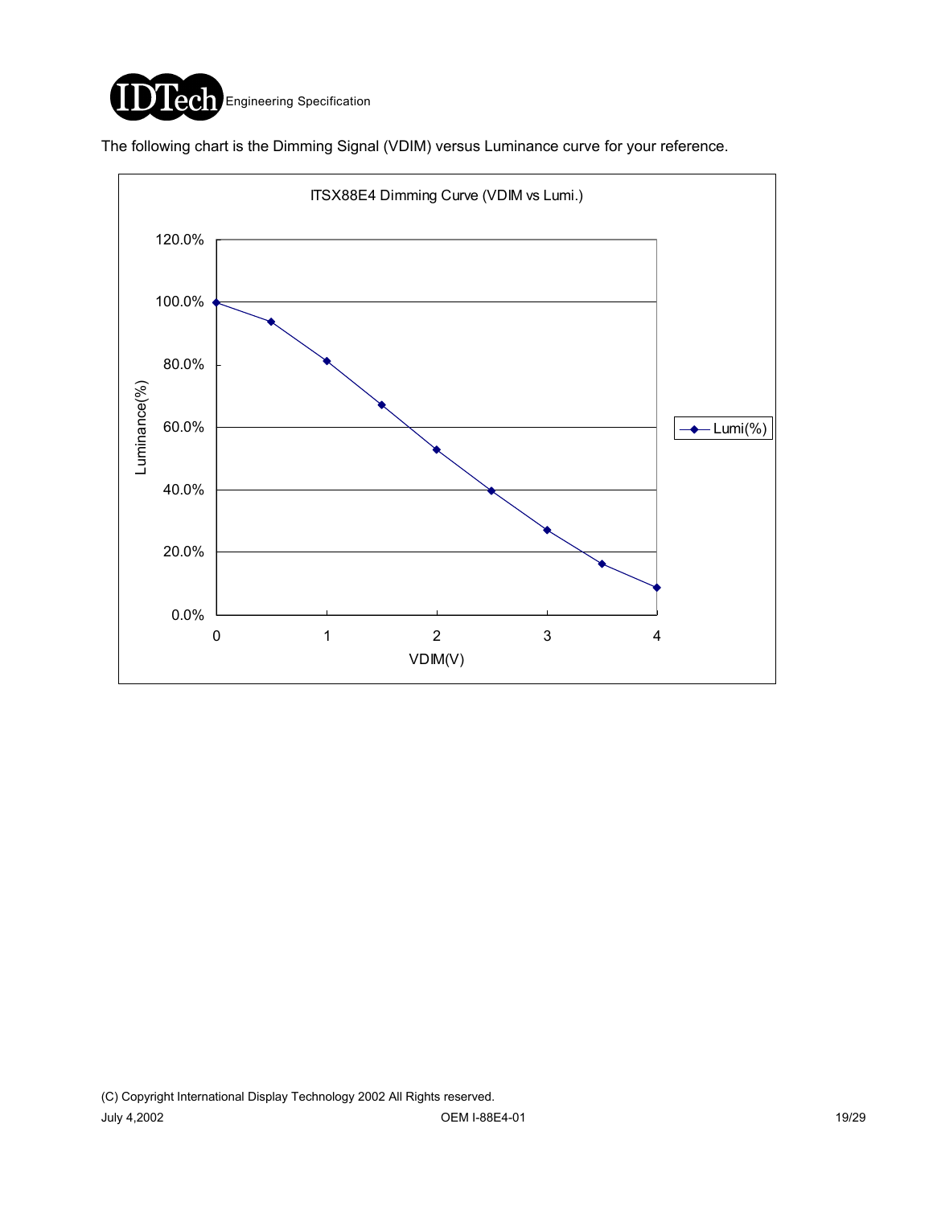The following chart is the Dimming Signal (VDIM) versus Luminance curve for your reference.

ITSX88E4 Dimming Curve (VDIM vs Lumi.)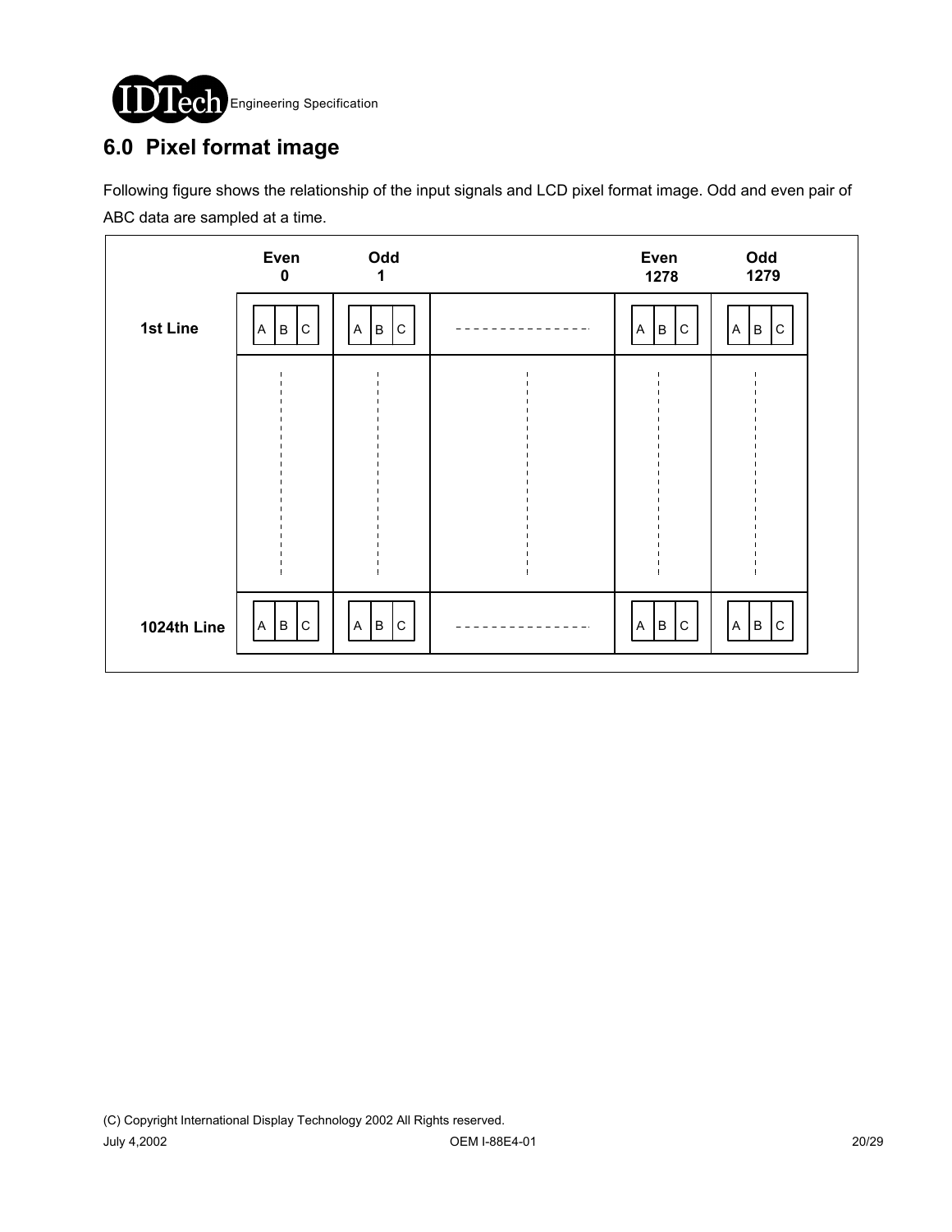# 6.0 Pixel format image

Following figure shows the relationship of the input signals and LCD pixel format image. Odd and even pair of ABC data are sampled at a time.

| | Even 0 | Odd 1 | | Even 1278 | Odd 1279 |
|---|---|---|---|---|---|
| 1st Line | A B C | A B C | - - - - - - - - | A B C | A B C |
| | ⋮ | ⋮ | ⋮ | ⋮ | ⋮ |
| 1024th Line | A B C | A B C | - - - - - - - - | A B C | A B C |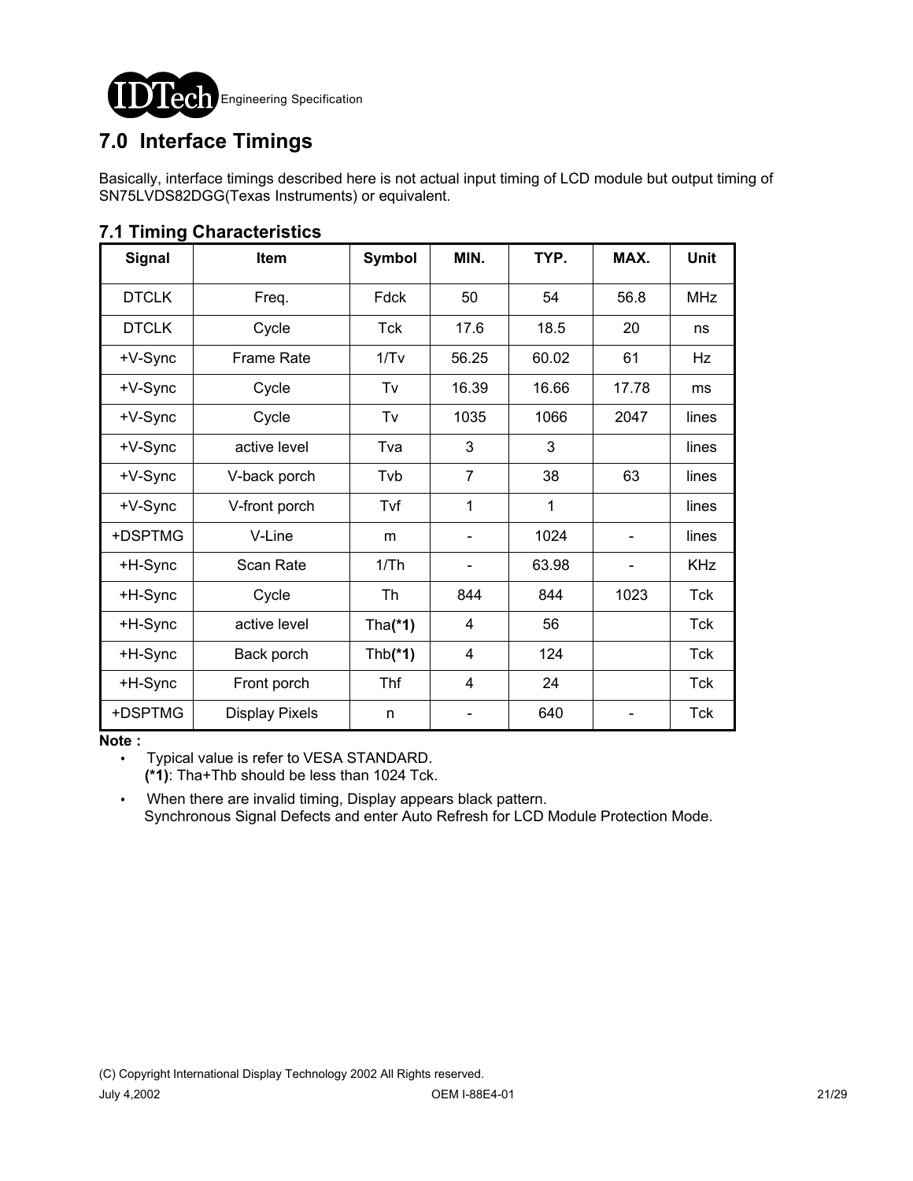## 7.0 Interface Timings

Basically, interface timings described here is not actual input timing of LCD module but output timing of SN75LVDS82DGG(Texas Instruments) or equivalent.

### 7.1 Timing Characteristics

| Signal | Item | Symbol | MIN. | TYP. | MAX. | Unit |
|---|---|---|---|---|---|---|
| DTCLK | Freq. | Fdck | 50 | 54 | 56.8 | MHz |
| DTCLK | Cycle | Tck | 17.6 | 18.5 | 20 | ns |
| +V-Sync | Frame Rate | 1/Tv | 56.25 | 60.02 | 61 | Hz |
| +V-Sync | Cycle | Tv | 16.39 | 16.66 | 17.78 | ms |
| +V-Sync | Cycle | Tv | 1035 | 1066 | 2047 | lines |
| +V-Sync | active level | Tva | 3 | 3 | | lines |
| +V-Sync | V-back porch | Tvb | 7 | 38 | 63 | lines |
| +V-Sync | V-front porch | Tvf | 1 | 1 | | lines |
| +DSPTMG | V-Line | m | - | 1024 | - | lines |
| +H-Sync | Scan Rate | 1/Th | - | 63.98 | - | KHz |
| +H-Sync | Cycle | Th | 844 | 844 | 1023 | Tck |
| +H-Sync | active level | Tha**(*1)** | 4 | 56 | | Tck |
| +H-Sync | Back porch | Thb**(*1)** | 4 | 124 | | Tck |
| +H-Sync | Front porch | Thf | 4 | 24 | | Tck |
| +DSPTMG | Display Pixels | n | - | 640 | - | Tck |

**Note :**

- Typical value is refer to VESA STANDARD.
  **(*1)**: Tha+Thb should be less than 1024 Tck.
- When there are invalid timing, Display appears black pattern.
  Synchronous Signal Defects and enter Auto Refresh for LCD Module Protection Mode.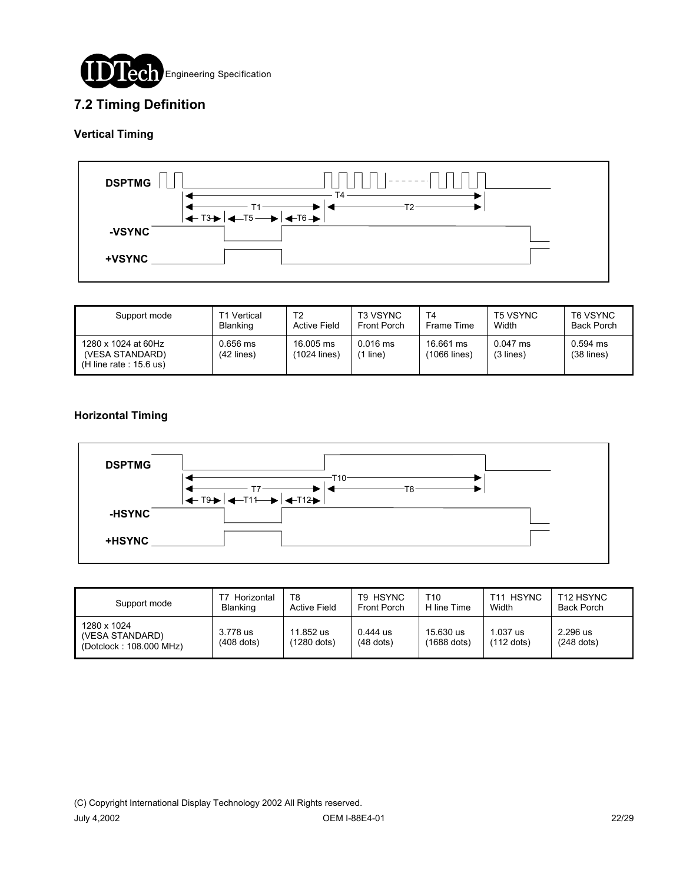## 7.2 Timing Definition

### Vertical Timing

| Support mode | T1 Vertical Blanking | T2 Active Field | T3 VSYNC Front Porch | T4 Frame Time | T5 VSYNC Width | T6 VSYNC Back Porch |
|---|---|---|---|---|---|---|
| 1280 x 1024 at 60Hz (VESA STANDARD) (H line rate : 15.6 us) | 0.656 ms (42 lines) | 16.005 ms (1024 lines) | 0.016 ms (1 line) | 16.661 ms (1066 lines) | 0.047 ms (3 lines) | 0.594 ms (38 lines) |

### Horizontal Timing

| Support mode | T7 Horizontal Blanking | T8 Active Field | T9 HSYNC Front Porch | T10 H line Time | T11 HSYNC Width | T12 HSYNC Back Porch |
|---|---|---|---|---|---|---|
| 1280 x 1024 (VESA STANDARD) (Dotclock : 108.000 MHz) | 3.778 us (408 dots) | 11.852 us (1280 dots) | 0.444 us (48 dots) | 15.630 us (1688 dots) | 1.037 us (112 dots) | 2.296 us (248 dots) |

(C) Copyright International Display Technology 2002 All Rights reserved.

July 4,2002 OEM I-88E4-01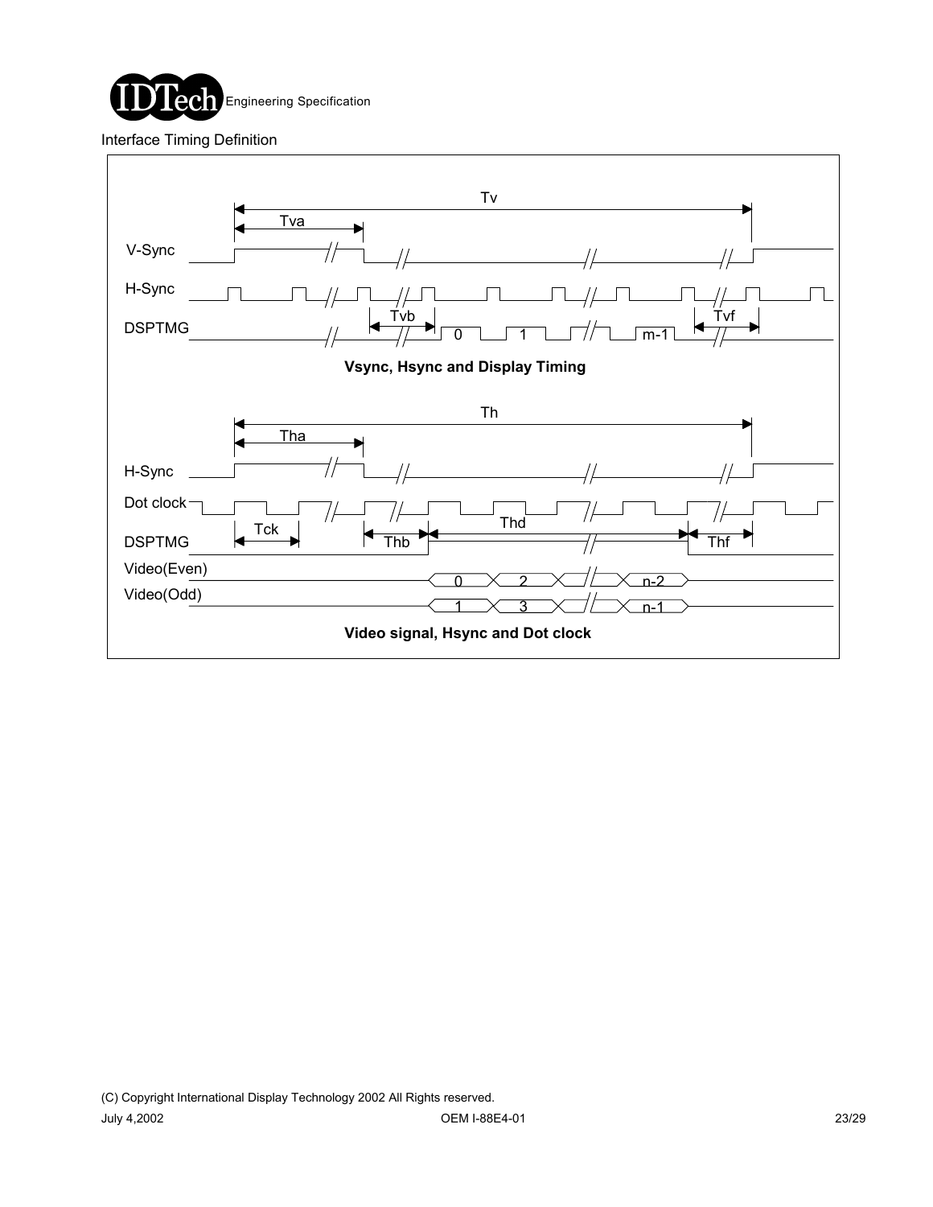Interface Timing Definition

**Vsync, Hsync and Display Timing**

**Video signal, Hsync and Dot clock**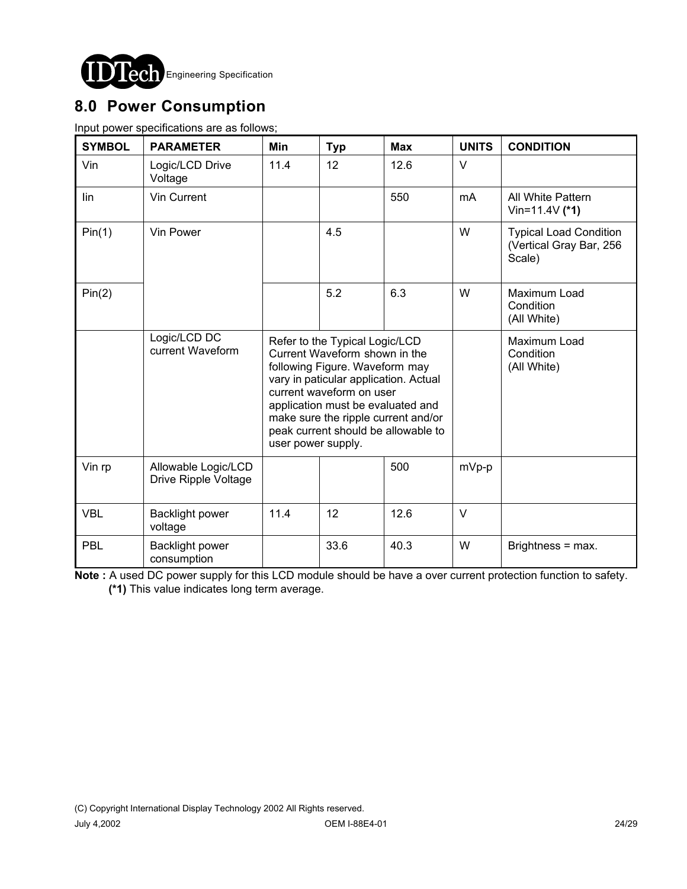## 8.0 Power Consumption

Input power specifications are as follows;

| SYMBOL | PARAMETER | Min | Typ | Max | UNITS | CONDITION |
|---|---|---|---|---|---|---|
| Vin | Logic/LCD Drive Voltage | 11.4 | 12 | 12.6 | V | |
| Iin | Vin Current | | | 550 | mA | All White Pattern Vin=11.4V **(*1)** |
| Pin(1) | Vin Power | | 4.5 | | W | Typical Load Condition (Vertical Gray Bar, 256 Scale) |
| Pin(2) | | | 5.2 | 6.3 | W | Maximum Load Condition (All White) |
| | Logic/LCD DC current Waveform | Refer to the Typical Logic/LCD Current Waveform shown in the following Figure. Waveform may vary in paticular application. Actual current waveform on user application must be evaluated and make sure the ripple current and/or peak current should be allowable to user power supply. | | | | Maximum Load Condition (All White) |
| Vin rp | Allowable Logic/LCD Drive Ripple Voltage | | | 500 | mVp-p | |
| VBL | Backlight power voltage | 11.4 | 12 | 12.6 | V | |
| PBL | Backlight power consumption | | 33.6 | 40.3 | W | Brightness = max. |

**Note :** A used DC power supply for this LCD module should be have a over current protection function to safety.
**(*1)** This value indicates long term average.

(C) Copyright International Display Technology 2002 All Rights reserved.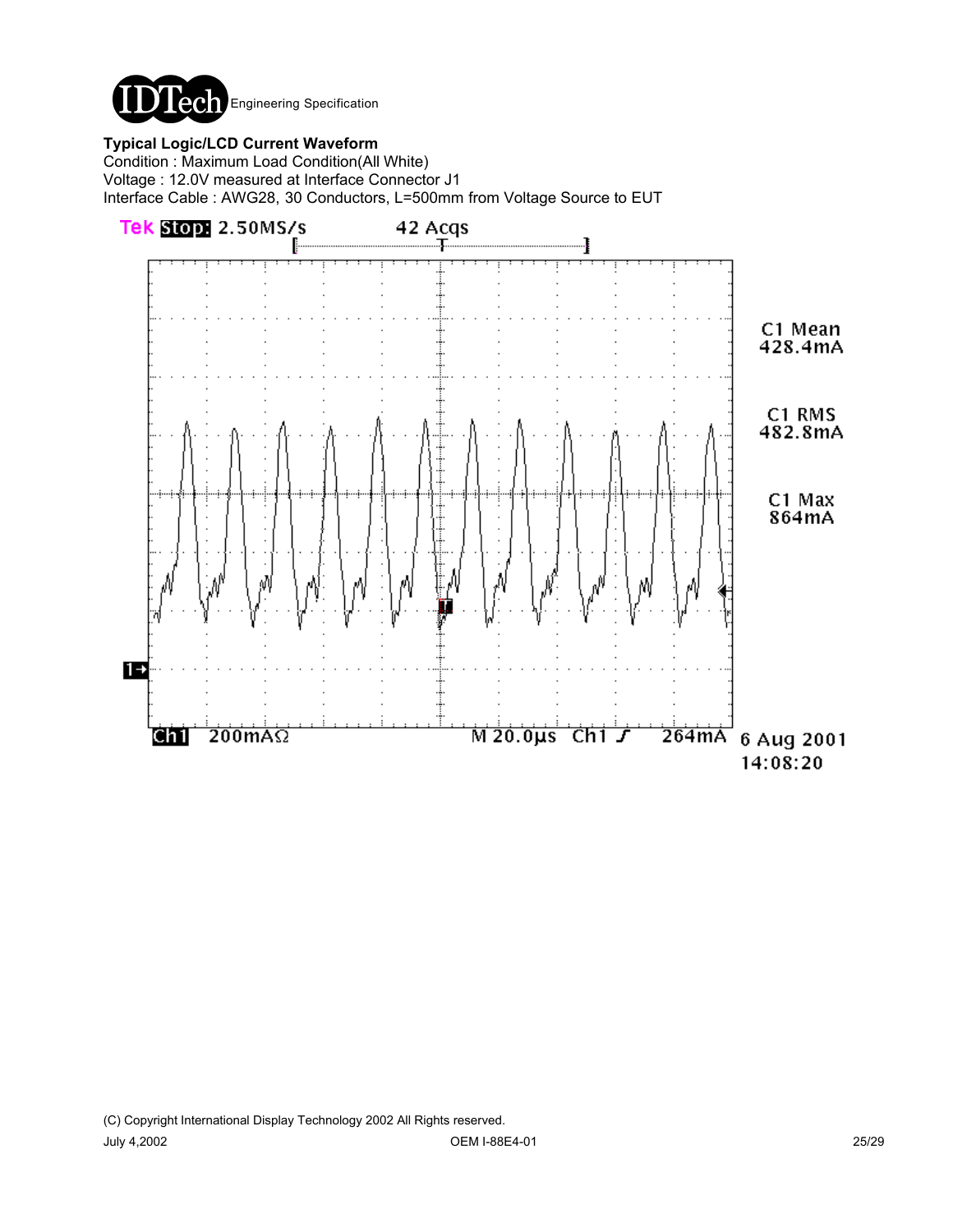**Typical Logic/LCD Current Waveform**

Condition : Maximum Load Condition(All White)

Voltage : 12.0V measured at Interface Connector J1

Interface Cable : AWG28, 30 Conductors, L=500mm from Voltage Source to EUT

Tek Stop: 2.50MS/s 42 Acqs

C1 Mean 428.4mA

C1 RMS 482.8mA

C1 Max 864mA

Ch1 200mAΩ M 20.0µs Ch1 ⨍ 264mA 6 Aug 2001 14:08:20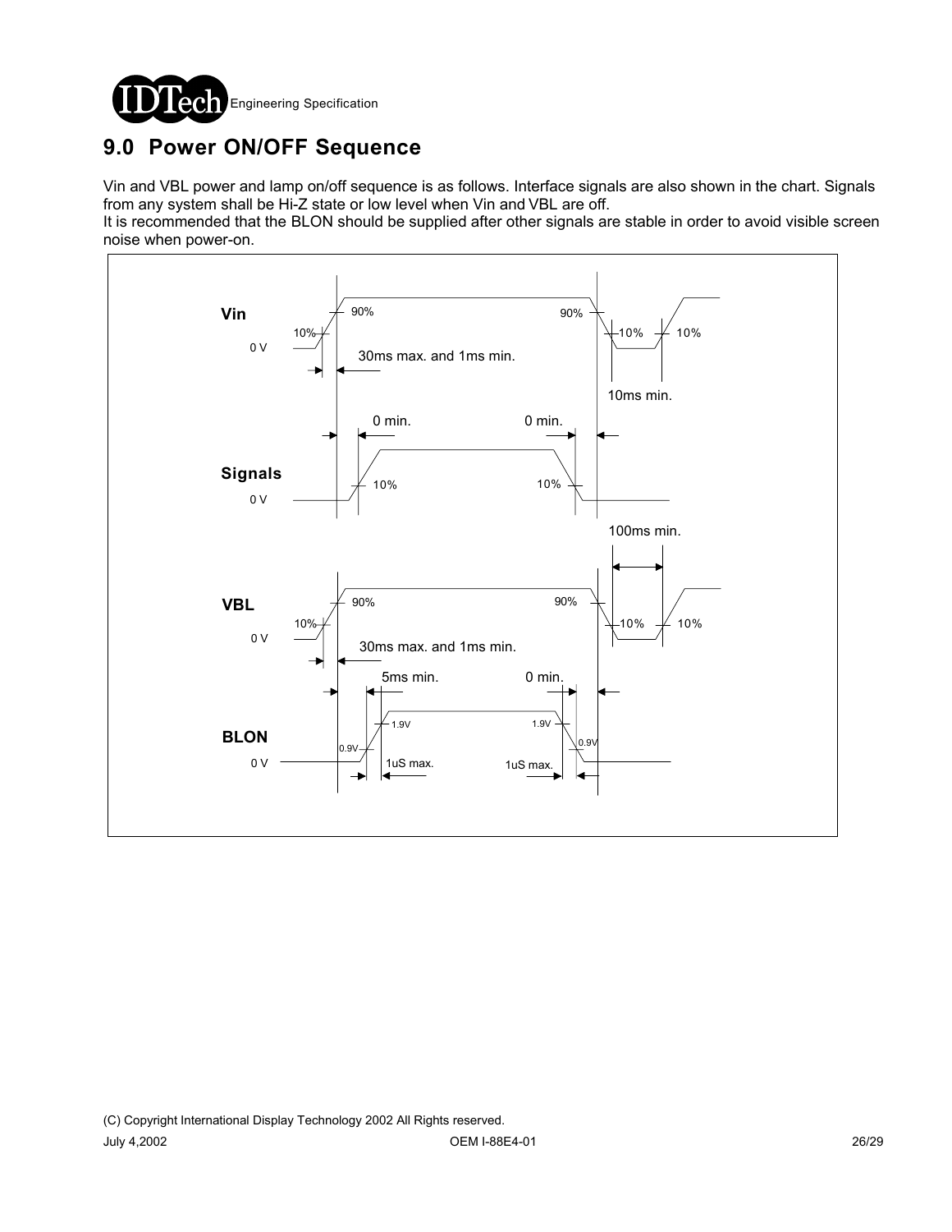## 9.0 Power ON/OFF Sequence

Vin and VBL power and lamp on/off sequence is as follows. Interface signals are also shown in the chart. Signals from any system shall be Hi-Z state or low level when Vin and VBL are off.
It is recommended that the BLON should be supplied after other signals are stable in order to avoid visible screen noise when power-on.

Vin

0 V

10%

90%

90%

10%

10%

30ms max. and 1ms min.

10ms min.

0 min.

0 min.

Signals

0 V

10%

10%

100ms min.

VBL

0 V

10%

90%

90%

10%

10%

30ms max. and 1ms min.

5ms min.

0 min.

BLON

0 V

0.9V

1.9V

1.9V

0.9V

1uS max.

1uS max.

(C) Copyright International Display Technology 2002 All Rights reserved.

July 4,2002 OEM I-88E4-01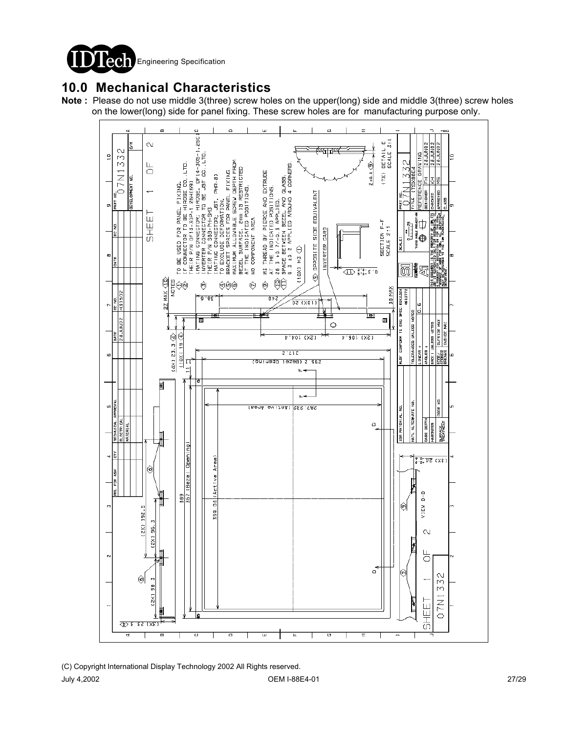## 10.0 Mechanical Characteristics

**Note :** Please do not use middle 3(three) screw holes on the upper(long) side and middle 3(three) screw holes on the lower(long) side for panel fixing. These screw holes are for manufacturing purpose only.

NOTES

1. TO BE USED FOR PANEL FIXING.
2. IF CONNECTOR TO BE HIROSE CO.,LTD. THEIR P/N DF14-30P-1.25H(59) (MATING CONNECTOR: HIROSE, DF14-30S-1.25C)
3. INVERTER CONNECTOR TO BE JST CO.,LTD. THEIR P/N S0B-PH-SM3 (MATING CONNECTOR; JST, PHR-8)
4. 5. 6. TO EXCLUDE DEFORMATION, BRACKET SPACES FOR PANEL FIXING MAXIMUM ALLOWABLE SCREW DEPTH FROM BEZEL SURFACE, 2mm IS RESTRICTED AT THE INDICATED POSITIONS.
7. NO COMPONENT AREA
8. M3 THREAD BY PIERCE AND EXTRUDE AT THE INDICATED POSITIONS.
9. OPPOSITE SIDE EQUIVALENT
10. 26.3 +0.7/-0.3 APPLIED.
11. SPACE BETWEEN BEZEL AND GLASS, 0.3 ±0.2 APPLIED AROUND 4 CORNERS.

PART NO. 07N1332 — TITLE ITSX88E4 REFERENCE DRAWING — SHEET 1 OF 2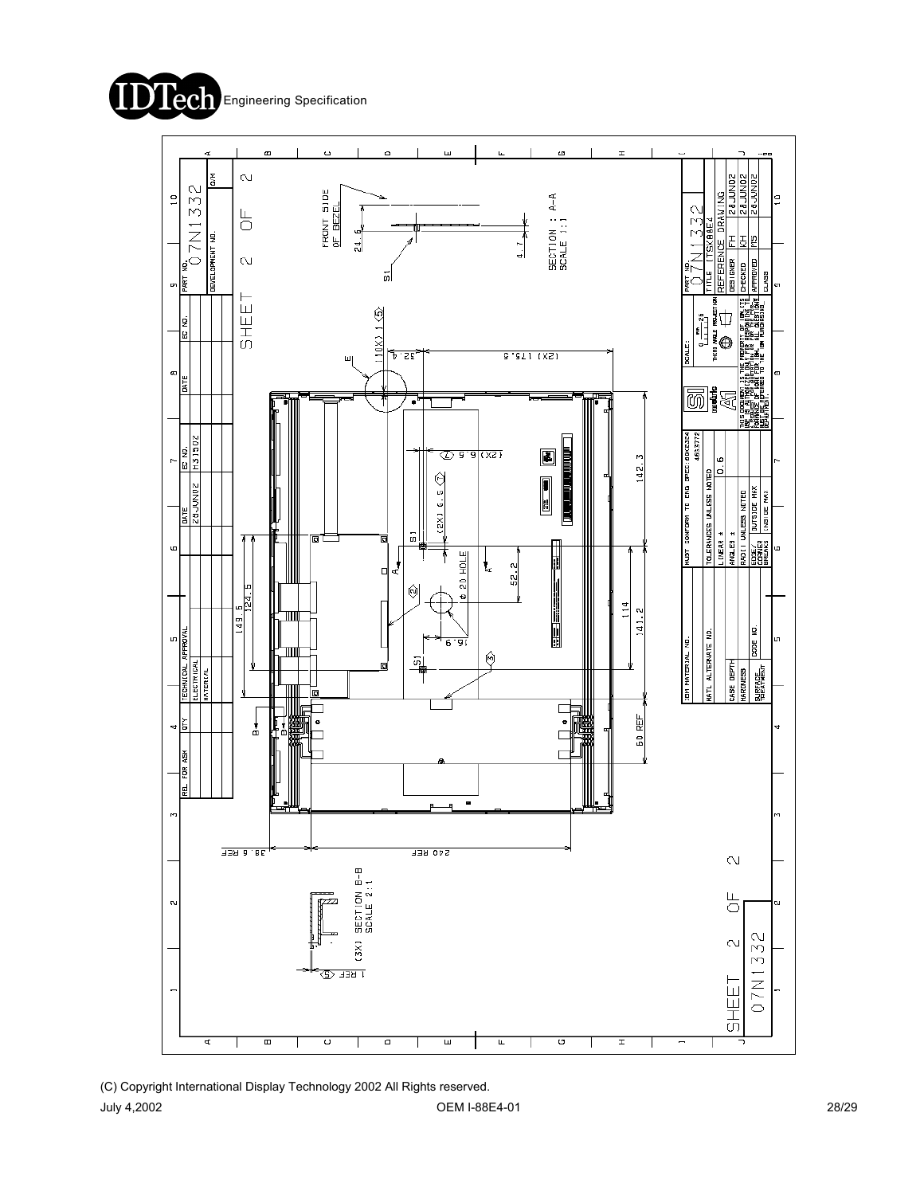# Engineering Specification

SHEET 2 OF 2

PART NO. 07N1332

FRONT SIDE OF BEZEL

SECTION : A-A
SCALE 1:1

(3X) SECTION B-B
SCALE 2:1

| PART NO. | 07N1332 |
|---|---|
| TITLE | ITSX88E4 |
| | REFERENCE DRAWING |
| DESIGNER | FH | 28JUN02 |
| CHECKED | KH | 28JUN02 |
| APPROVED | MS | 28JUN02 |

| DATE | EC NO. |
|---|---|
| 28JUN02 | H31502 |

MUST CONFORM TO ENG SPEC: 6XX2324 / 46G3772

TOLERANCES UNLESS NOTED
LINEAR ± 0.6
ANGLES ±
RADII UNLESS NOTED
EDGE/CORNER BREAK: OUTSIDE MAX / INSIDE MAX

THIS DOCUMENT IS THE PROPERTY OF IBM. ITS USE IS AUTHORIZED ONLY FOR RESPONDING TO A REQUEST FOR QUOTATION OR FOR THE MANUFACTURE OF PARTS FOR IBM. QUESTIONS SHOULD BE REFERRED TO THE IBM PURCHASING DEPARTMENT.

(C) Copyright International Display Technology 2002 All Rights reserved.

July 4,2002 OEM I-88E4-01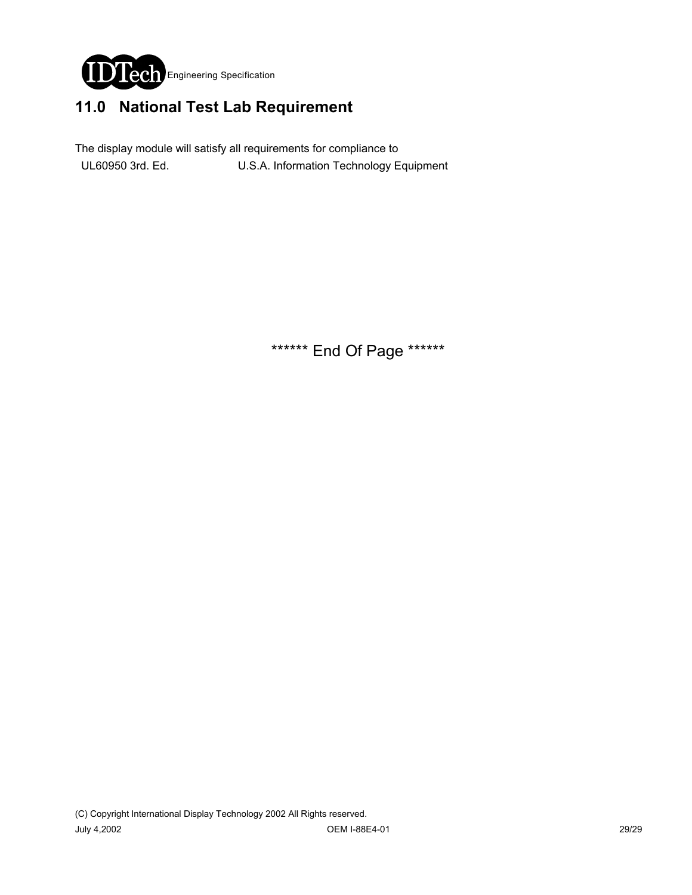## 11.0 National Test Lab Requirement

The display module will satisfy all requirements for compliance to

| | |
|---|---|
| UL60950 3rd. Ed. | U.S.A. Information Technology Equipment |

****** End Of Page ******

(C) Copyright International Display Technology 2002 All Rights reserved.